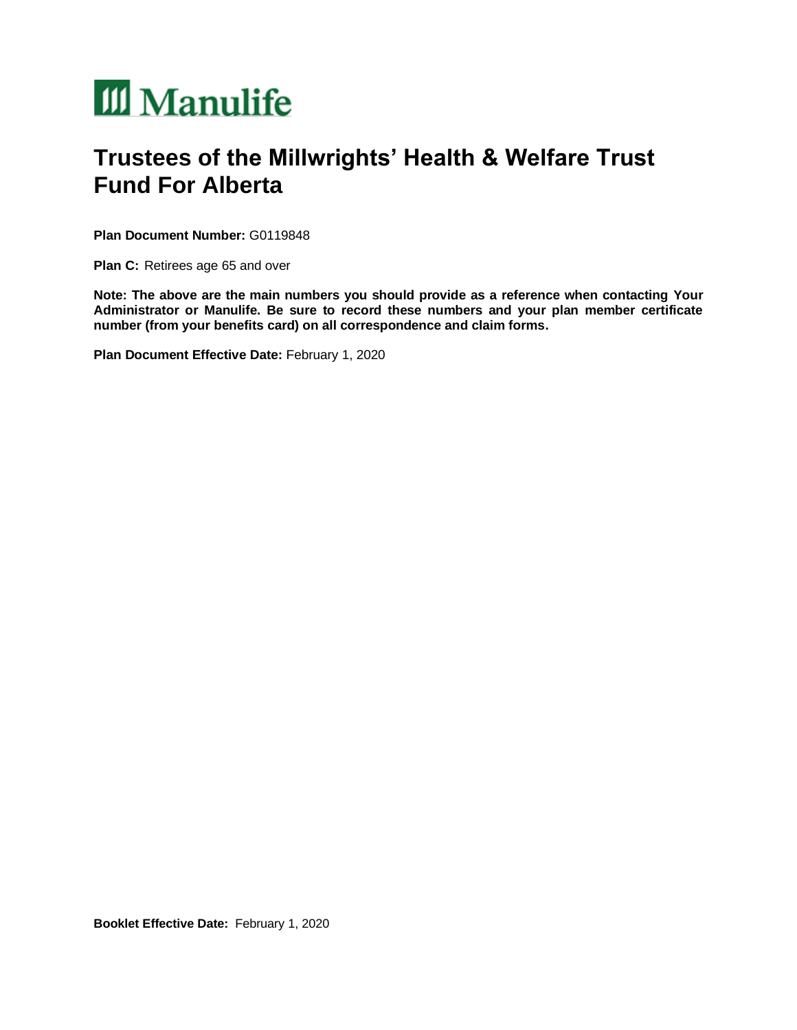Manulife

# Trustees of the Millwrights' Health & Welfare Trust Fund For Alberta

**Plan Document Number:** G0119848

**Plan C:** Retirees age 65 and over

**Note: The above are the main numbers you should provide as a reference when contacting Your Administrator or Manulife. Be sure to record these numbers and your plan member certificate number (from your benefits card) on all correspondence and claim forms.**

**Plan Document Effective Date:** February 1, 2020

**Booklet Effective Date:** February 1, 2020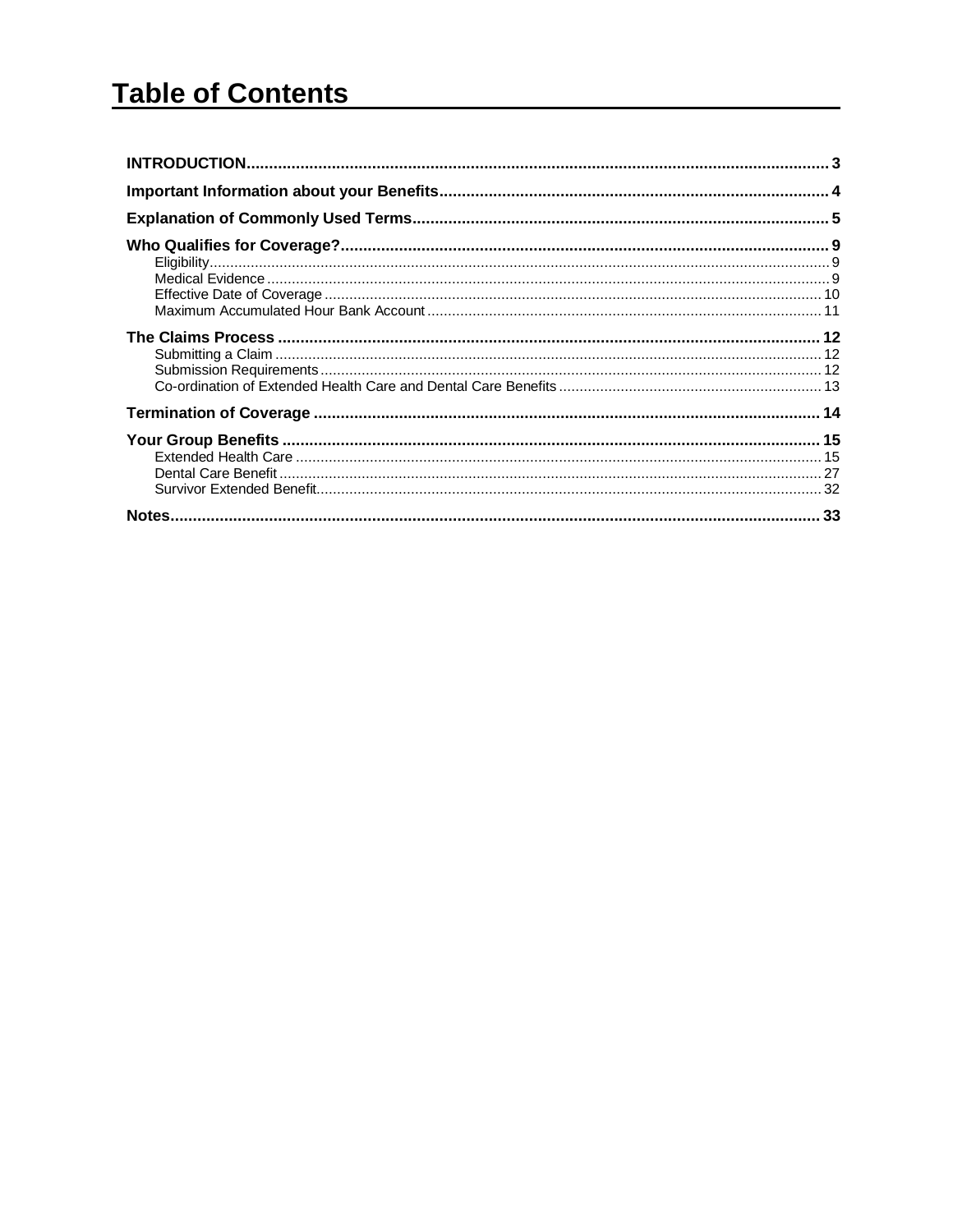# Table of Contents

**INTRODUCTION** ..... 3

**Important Information about your Benefits** ..... 4

**Explanation of Commonly Used Terms** ..... 5

**Who Qualifies for Coverage?** ..... 9
- Eligibility ..... 9
- Medical Evidence ..... 9
- Effective Date of Coverage ..... 10
- Maximum Accumulated Hour Bank Account ..... 11

**The Claims Process** ..... 12
- Submitting a Claim ..... 12
- Submission Requirements ..... 12
- Co-ordination of Extended Health Care and Dental Care Benefits ..... 13

**Termination of Coverage** ..... 14

**Your Group Benefits** ..... 15
- Extended Health Care ..... 15
- Dental Care Benefit ..... 27
- Survivor Extended Benefit ..... 32

**Notes** ..... 33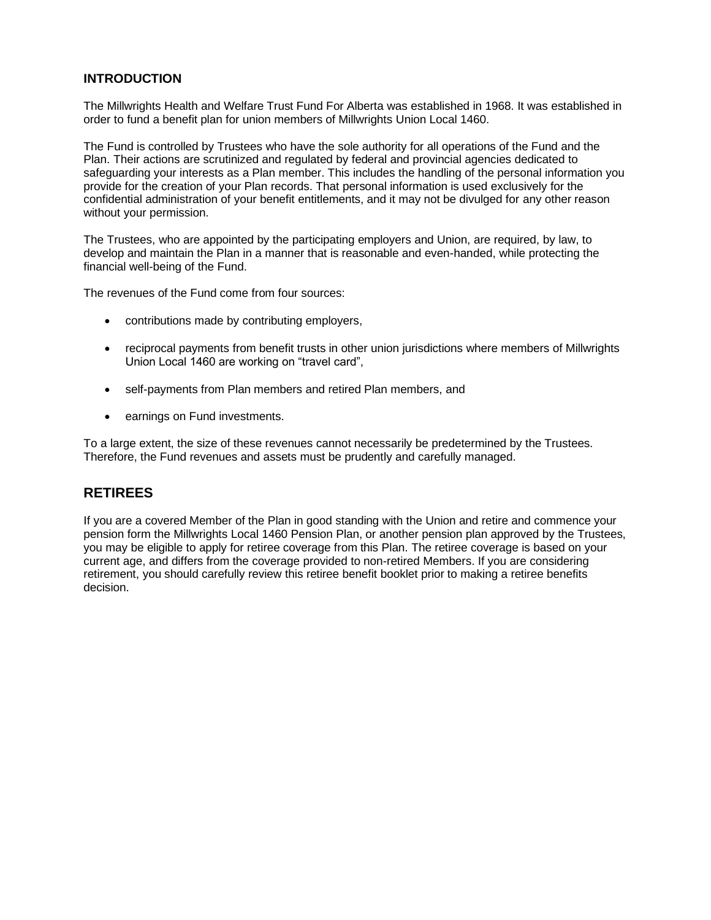## INTRODUCTION

The Millwrights Health and Welfare Trust Fund For Alberta was established in 1968. It was established in order to fund a benefit plan for union members of Millwrights Union Local 1460.

The Fund is controlled by Trustees who have the sole authority for all operations of the Fund and the Plan. Their actions are scrutinized and regulated by federal and provincial agencies dedicated to safeguarding your interests as a Plan member. This includes the handling of the personal information you provide for the creation of your Plan records. That personal information is used exclusively for the confidential administration of your benefit entitlements, and it may not be divulged for any other reason without your permission.

The Trustees, who are appointed by the participating employers and Union, are required, by law, to develop and maintain the Plan in a manner that is reasonable and even-handed, while protecting the financial well-being of the Fund.

The revenues of the Fund come from four sources:

- contributions made by contributing employers,
- reciprocal payments from benefit trusts in other union jurisdictions where members of Millwrights Union Local 1460 are working on "travel card",
- self-payments from Plan members and retired Plan members, and
- earnings on Fund investments.

To a large extent, the size of these revenues cannot necessarily be predetermined by the Trustees. Therefore, the Fund revenues and assets must be prudently and carefully managed.

## RETIREES

If you are a covered Member of the Plan in good standing with the Union and retire and commence your pension form the Millwrights Local 1460 Pension Plan, or another pension plan approved by the Trustees, you may be eligible to apply for retiree coverage from this Plan. The retiree coverage is based on your current age, and differs from the coverage provided to non-retired Members. If you are considering retirement, you should carefully review this retiree benefit booklet prior to making a retiree benefits decision.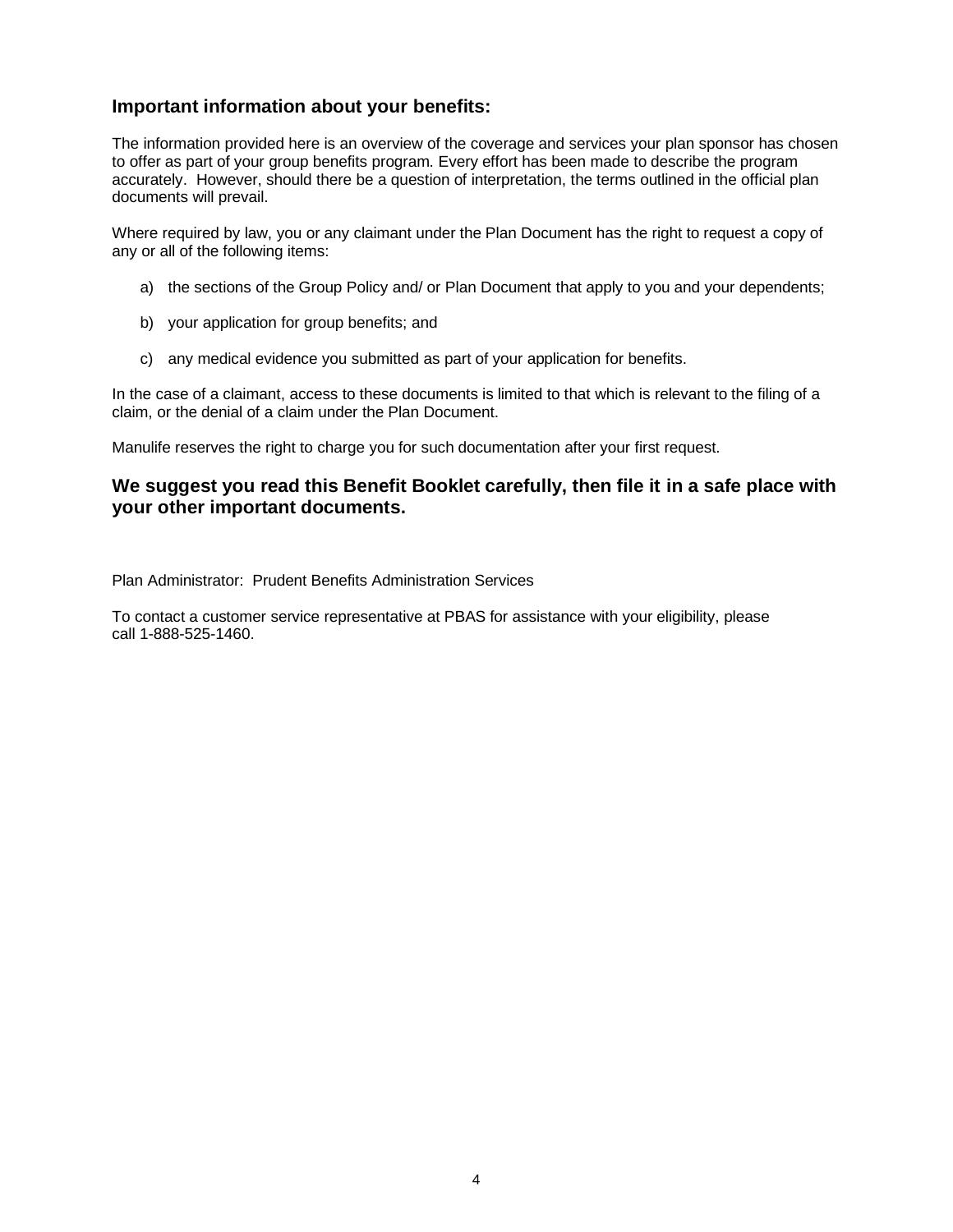## Important information about your benefits:

The information provided here is an overview of the coverage and services your plan sponsor has chosen to offer as part of your group benefits program. Every effort has been made to describe the program accurately. However, should there be a question of interpretation, the terms outlined in the official plan documents will prevail.

Where required by law, you or any claimant under the Plan Document has the right to request a copy of any or all of the following items:

a) the sections of the Group Policy and/ or Plan Document that apply to you and your dependents;

b) your application for group benefits; and

c) any medical evidence you submitted as part of your application for benefits.

In the case of a claimant, access to these documents is limited to that which is relevant to the filing of a claim, or the denial of a claim under the Plan Document.

Manulife reserves the right to charge you for such documentation after your first request.

## We suggest you read this Benefit Booklet carefully, then file it in a safe place with your other important documents.

Plan Administrator: Prudent Benefits Administration Services

To contact a customer service representative at PBAS for assistance with your eligibility, please call 1-888-525-1460.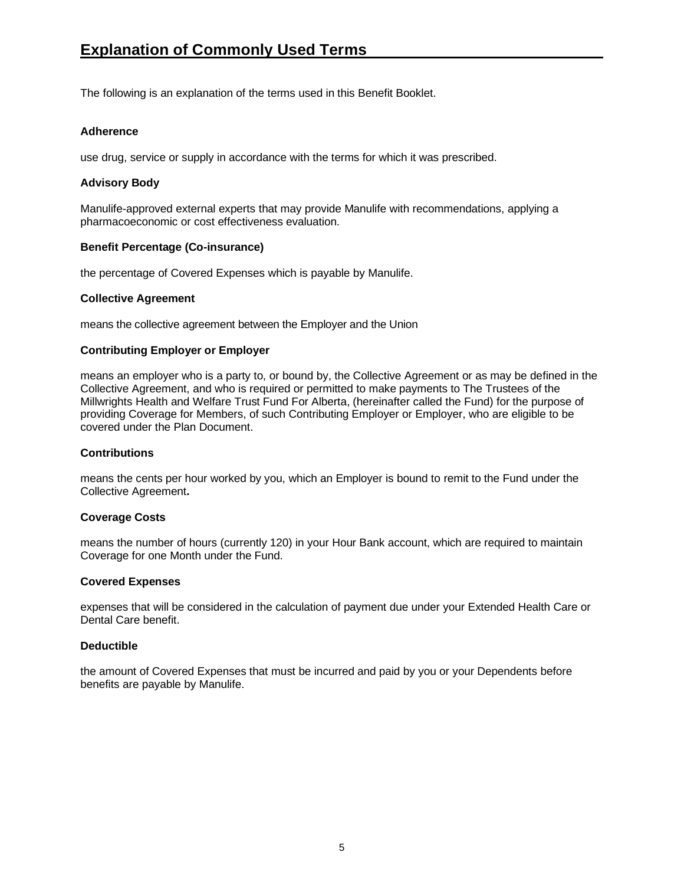# Explanation of Commonly Used Terms

The following is an explanation of the terms used in this Benefit Booklet.

### Adherence

use drug, service or supply in accordance with the terms for which it was prescribed.

### Advisory Body

Manulife-approved external experts that may provide Manulife with recommendations, applying a pharmacoeconomic or cost effectiveness evaluation.

### Benefit Percentage (Co-insurance)

the percentage of Covered Expenses which is payable by Manulife.

### Collective Agreement

means the collective agreement between the Employer and the Union

### Contributing Employer or Employer

means an employer who is a party to, or bound by, the Collective Agreement or as may be defined in the Collective Agreement, and who is required or permitted to make payments to The Trustees of the Millwrights Health and Welfare Trust Fund For Alberta, (hereinafter called the Fund) for the purpose of providing Coverage for Members, of such Contributing Employer or Employer, who are eligible to be covered under the Plan Document.

### Contributions

means the cents per hour worked by you, which an Employer is bound to remit to the Fund under the Collective Agreement**.**

### Coverage Costs

means the number of hours (currently 120) in your Hour Bank account, which are required to maintain Coverage for one Month under the Fund.

### Covered Expenses

expenses that will be considered in the calculation of payment due under your Extended Health Care or Dental Care benefit.

### Deductible

the amount of Covered Expenses that must be incurred and paid by you or your Dependents before benefits are payable by Manulife.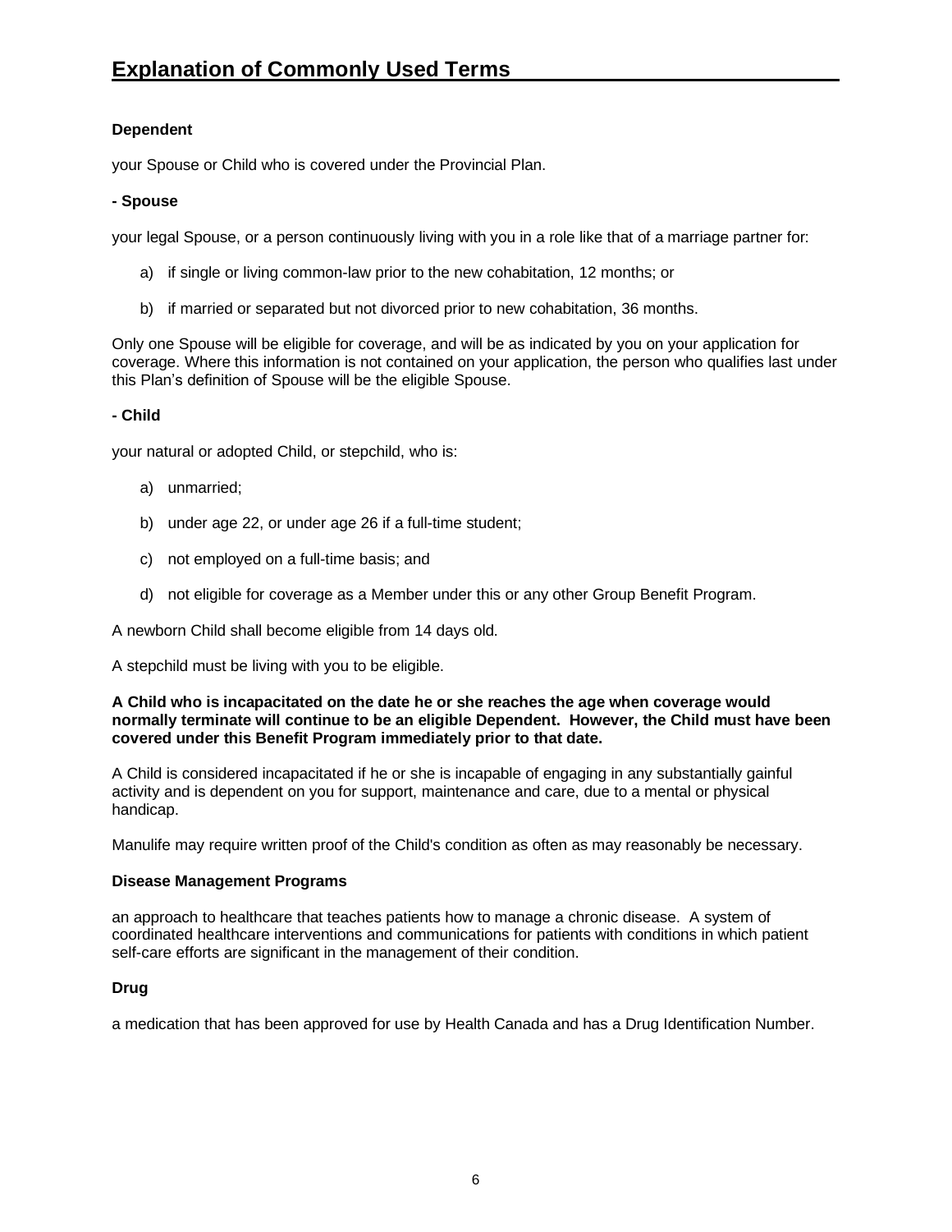# Explanation of Commonly Used Terms

**Dependent**

your Spouse or Child who is covered under the Provincial Plan.

**- Spouse**

your legal Spouse, or a person continuously living with you in a role like that of a marriage partner for:

a) if single or living common-law prior to the new cohabitation, 12 months; or

b) if married or separated but not divorced prior to new cohabitation, 36 months.

Only one Spouse will be eligible for coverage, and will be as indicated by you on your application for coverage. Where this information is not contained on your application, the person who qualifies last under this Plan's definition of Spouse will be the eligible Spouse.

**- Child**

your natural or adopted Child, or stepchild, who is:

a) unmarried;

b) under age 22, or under age 26 if a full-time student;

c) not employed on a full-time basis; and

d) not eligible for coverage as a Member under this or any other Group Benefit Program.

A newborn Child shall become eligible from 14 days old.

A stepchild must be living with you to be eligible.

**A Child who is incapacitated on the date he or she reaches the age when coverage would normally terminate will continue to be an eligible Dependent. However, the Child must have been covered under this Benefit Program immediately prior to that date.**

A Child is considered incapacitated if he or she is incapable of engaging in any substantially gainful activity and is dependent on you for support, maintenance and care, due to a mental or physical handicap.

Manulife may require written proof of the Child's condition as often as may reasonably be necessary.

**Disease Management Programs**

an approach to healthcare that teaches patients how to manage a chronic disease. A system of coordinated healthcare interventions and communications for patients with conditions in which patient self-care efforts are significant in the management of their condition.

**Drug**

a medication that has been approved for use by Health Canada and has a Drug Identification Number.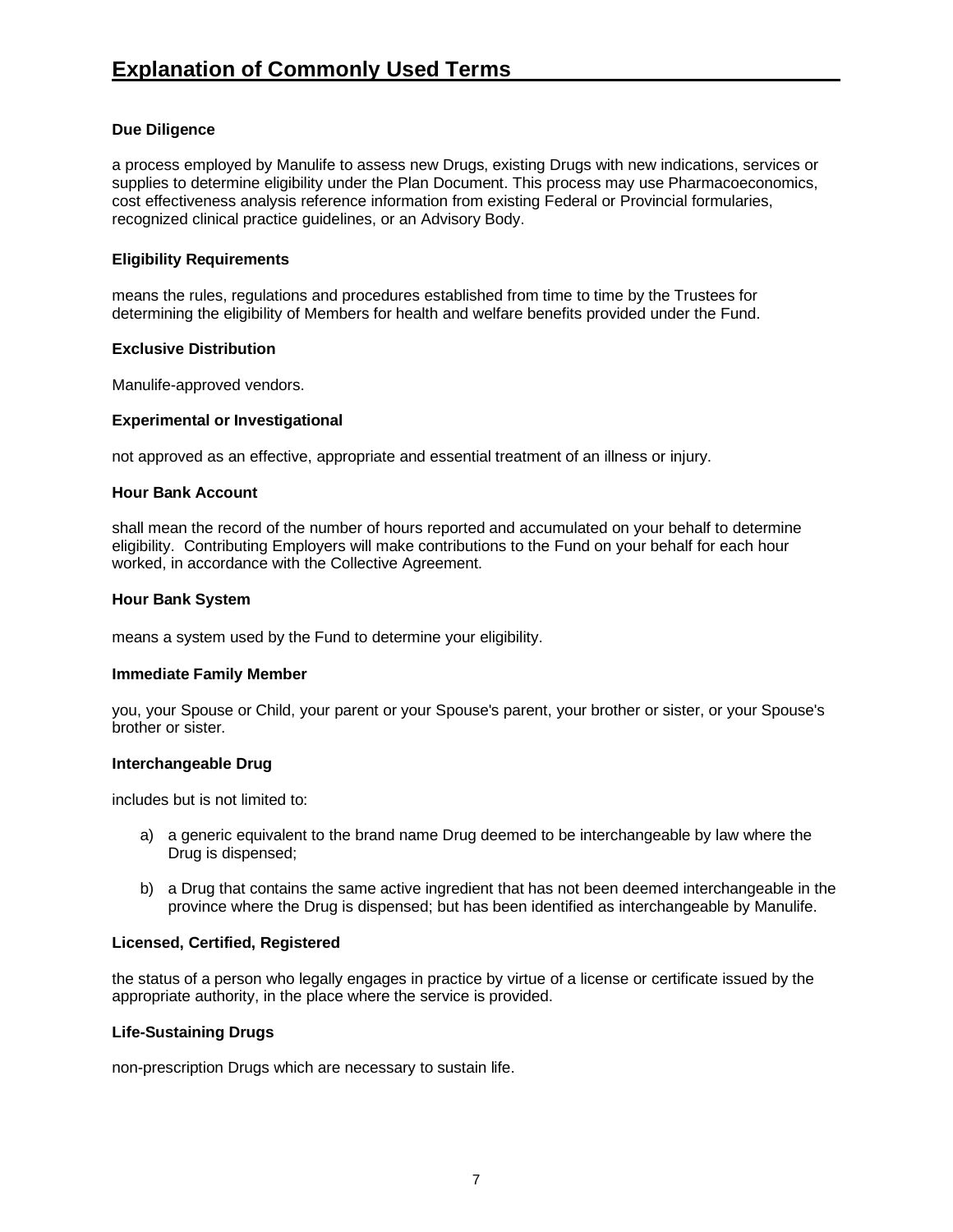# Explanation of Commonly Used Terms

### Due Diligence

a process employed by Manulife to assess new Drugs, existing Drugs with new indications, services or supplies to determine eligibility under the Plan Document. This process may use Pharmacoeconomics, cost effectiveness analysis reference information from existing Federal or Provincial formularies, recognized clinical practice guidelines, or an Advisory Body.

### Eligibility Requirements

means the rules, regulations and procedures established from time to time by the Trustees for determining the eligibility of Members for health and welfare benefits provided under the Fund.

### Exclusive Distribution

Manulife-approved vendors.

### Experimental or Investigational

not approved as an effective, appropriate and essential treatment of an illness or injury.

### Hour Bank Account

shall mean the record of the number of hours reported and accumulated on your behalf to determine eligibility. Contributing Employers will make contributions to the Fund on your behalf for each hour worked, in accordance with the Collective Agreement.

### Hour Bank System

means a system used by the Fund to determine your eligibility.

### Immediate Family Member

you, your Spouse or Child, your parent or your Spouse's parent, your brother or sister, or your Spouse's brother or sister.

### Interchangeable Drug

includes but is not limited to:

a) a generic equivalent to the brand name Drug deemed to be interchangeable by law where the Drug is dispensed;

b) a Drug that contains the same active ingredient that has not been deemed interchangeable in the province where the Drug is dispensed; but has been identified as interchangeable by Manulife.

### Licensed, Certified, Registered

the status of a person who legally engages in practice by virtue of a license or certificate issued by the appropriate authority, in the place where the service is provided.

### Life-Sustaining Drugs

non-prescription Drugs which are necessary to sustain life.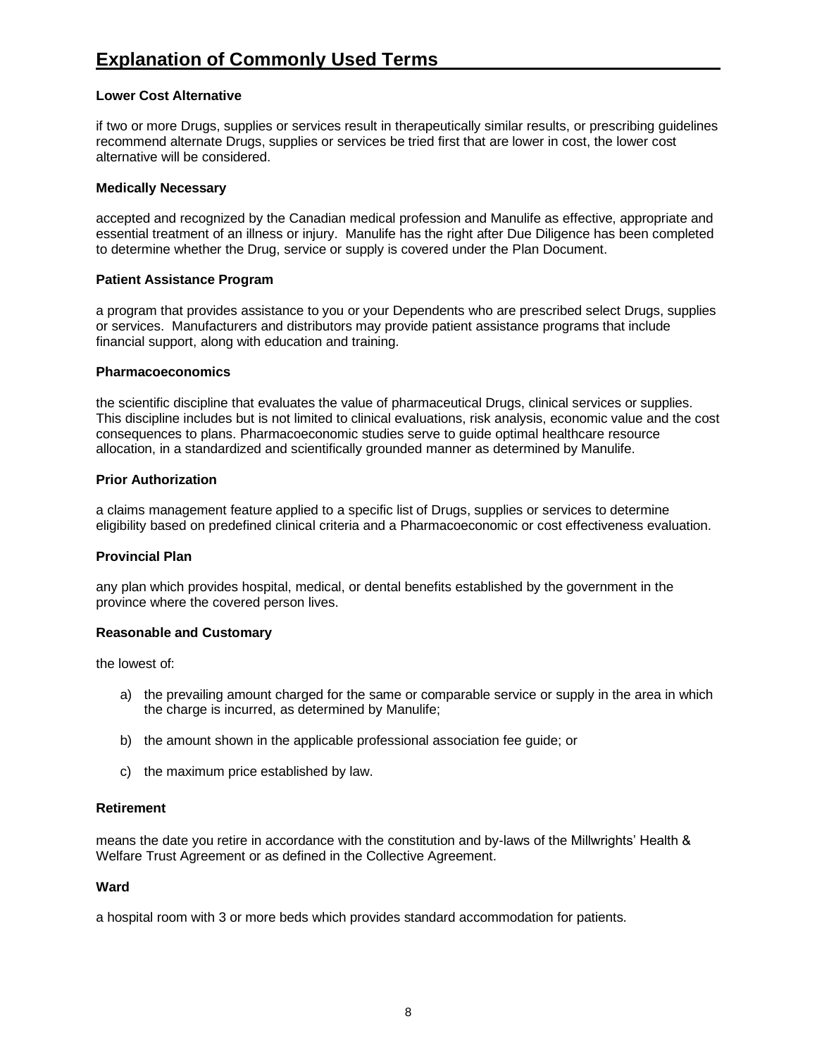# Explanation of Commonly Used Terms

**Lower Cost Alternative**

if two or more Drugs, supplies or services result in therapeutically similar results, or prescribing guidelines recommend alternate Drugs, supplies or services be tried first that are lower in cost, the lower cost alternative will be considered.

**Medically Necessary**

accepted and recognized by the Canadian medical profession and Manulife as effective, appropriate and essential treatment of an illness or injury. Manulife has the right after Due Diligence has been completed to determine whether the Drug, service or supply is covered under the Plan Document.

**Patient Assistance Program**

a program that provides assistance to you or your Dependents who are prescribed select Drugs, supplies or services. Manufacturers and distributors may provide patient assistance programs that include financial support, along with education and training.

**Pharmacoeconomics**

the scientific discipline that evaluates the value of pharmaceutical Drugs, clinical services or supplies. This discipline includes but is not limited to clinical evaluations, risk analysis, economic value and the cost consequences to plans. Pharmacoeconomic studies serve to guide optimal healthcare resource allocation, in a standardized and scientifically grounded manner as determined by Manulife.

**Prior Authorization**

a claims management feature applied to a specific list of Drugs, supplies or services to determine eligibility based on predefined clinical criteria and a Pharmacoeconomic or cost effectiveness evaluation.

**Provincial Plan**

any plan which provides hospital, medical, or dental benefits established by the government in the province where the covered person lives.

**Reasonable and Customary**

the lowest of:

a) the prevailing amount charged for the same or comparable service or supply in the area in which the charge is incurred, as determined by Manulife;

b) the amount shown in the applicable professional association fee guide; or

c) the maximum price established by law.

**Retirement**

means the date you retire in accordance with the constitution and by-laws of the Millwrights' Health & Welfare Trust Agreement or as defined in the Collective Agreement.

**Ward**

a hospital room with 3 or more beds which provides standard accommodation for patients.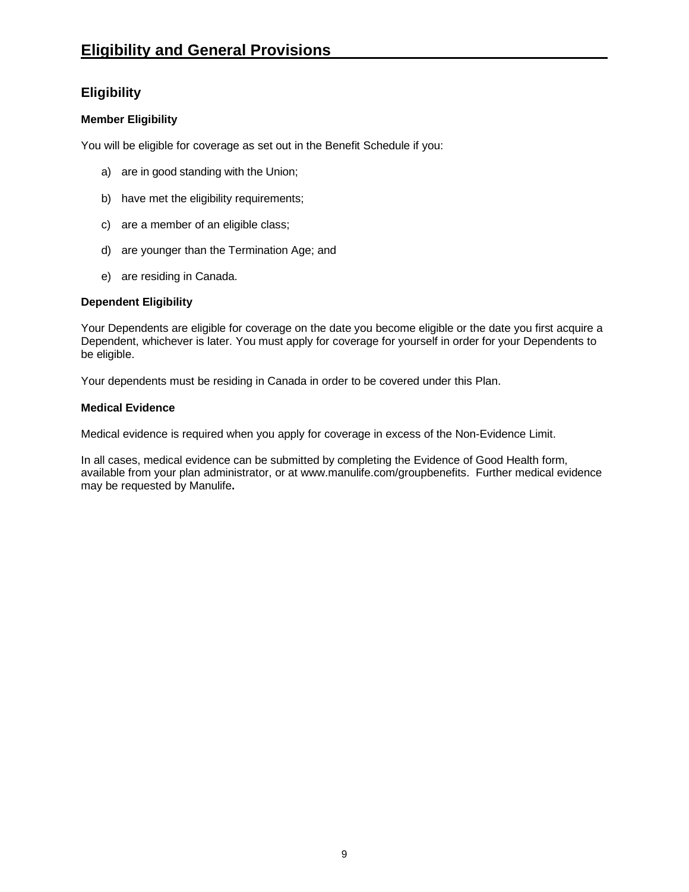# Eligibility and General Provisions

## Eligibility

### Member Eligibility

You will be eligible for coverage as set out in the Benefit Schedule if you:

a) are in good standing with the Union;

b) have met the eligibility requirements;

c) are a member of an eligible class;

d) are younger than the Termination Age; and

e) are residing in Canada.

### Dependent Eligibility

Your Dependents are eligible for coverage on the date you become eligible or the date you first acquire a Dependent, whichever is later. You must apply for coverage for yourself in order for your Dependents to be eligible.

Your dependents must be residing in Canada in order to be covered under this Plan.

### Medical Evidence

Medical evidence is required when you apply for coverage in excess of the Non-Evidence Limit.

In all cases, medical evidence can be submitted by completing the Evidence of Good Health form, available from your plan administrator, or at www.manulife.com/groupbenefits. Further medical evidence may be requested by Manulife.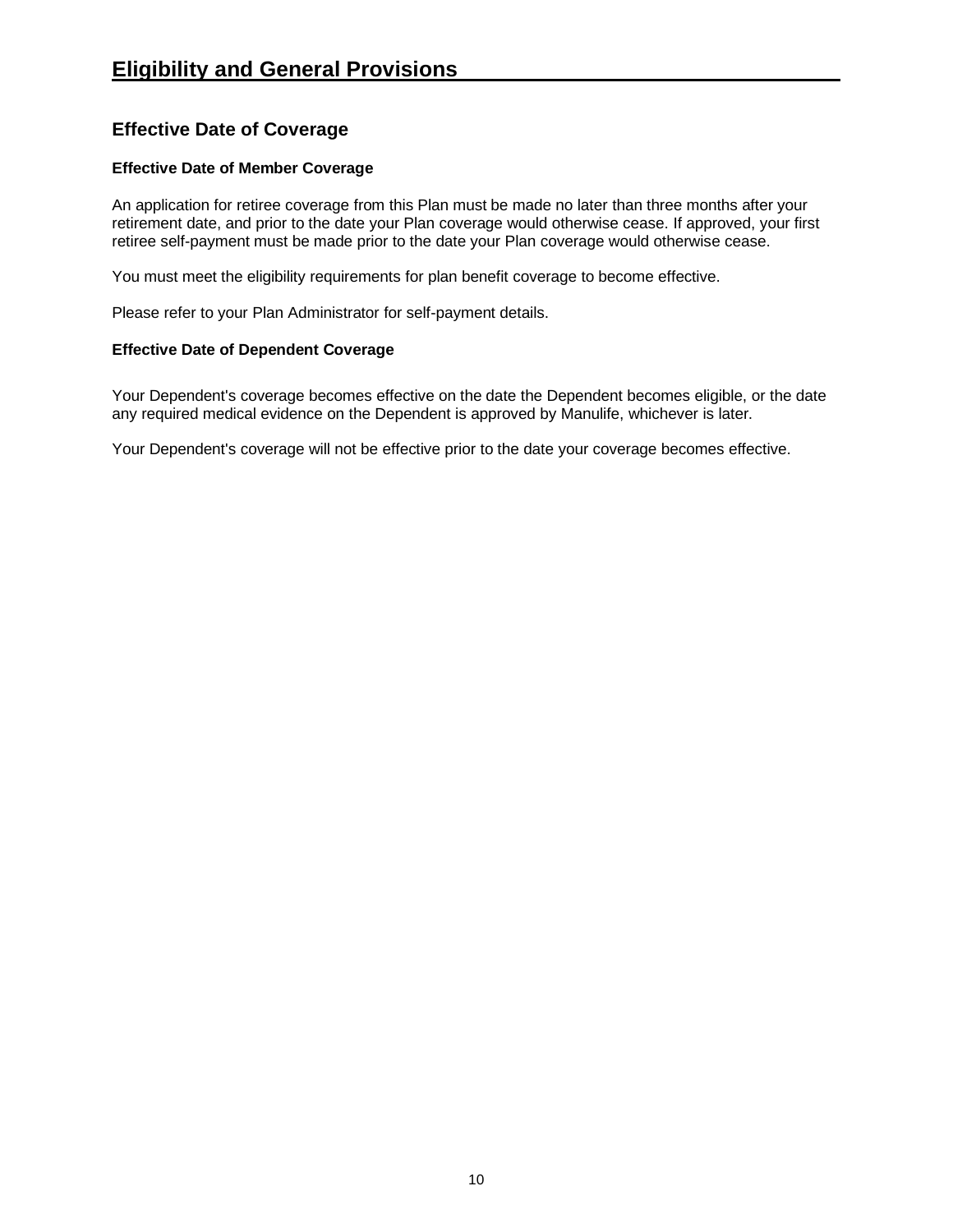# Eligibility and General Provisions

## Effective Date of Coverage

### Effective Date of Member Coverage

An application for retiree coverage from this Plan must be made no later than three months after your retirement date, and prior to the date your Plan coverage would otherwise cease. If approved, your first retiree self-payment must be made prior to the date your Plan coverage would otherwise cease.

You must meet the eligibility requirements for plan benefit coverage to become effective.

Please refer to your Plan Administrator for self-payment details.

### Effective Date of Dependent Coverage

Your Dependent's coverage becomes effective on the date the Dependent becomes eligible, or the date any required medical evidence on the Dependent is approved by Manulife, whichever is later.

Your Dependent's coverage will not be effective prior to the date your coverage becomes effective.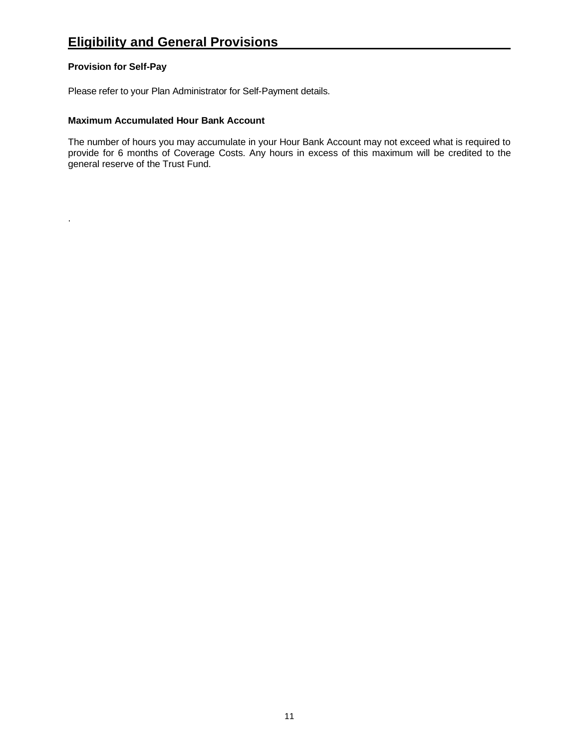# Eligibility and General Provisions

**Provision for Self-Pay**

Please refer to your Plan Administrator for Self-Payment details.

**Maximum Accumulated Hour Bank Account**

The number of hours you may accumulate in your Hour Bank Account may not exceed what is required to provide for 6 months of Coverage Costs. Any hours in excess of this maximum will be credited to the general reserve of the Trust Fund.

.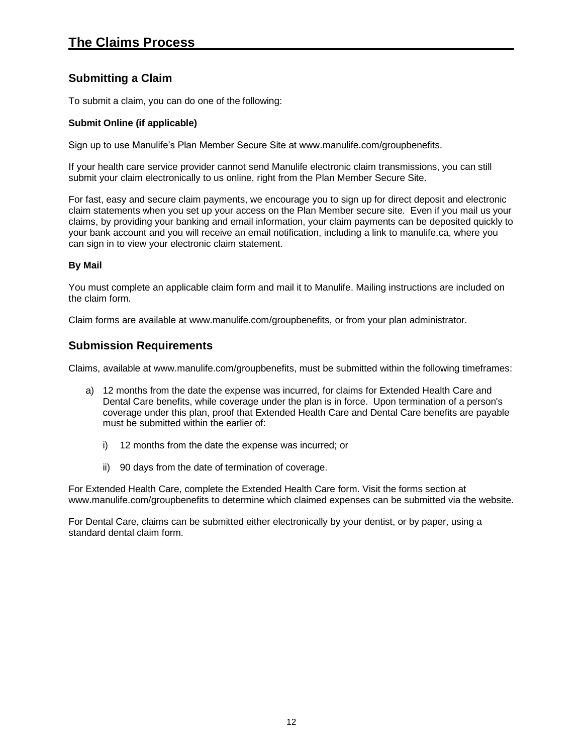# The Claims Process

## Submitting a Claim

To submit a claim, you can do one of the following:

**Submit Online (if applicable)**

Sign up to use Manulife's Plan Member Secure Site at www.manulife.com/groupbenefits.

If your health care service provider cannot send Manulife electronic claim transmissions, you can still submit your claim electronically to us online, right from the Plan Member Secure Site.

For fast, easy and secure claim payments, we encourage you to sign up for direct deposit and electronic claim statements when you set up your access on the Plan Member secure site. Even if you mail us your claims, by providing your banking and email information, your claim payments can be deposited quickly to your bank account and you will receive an email notification, including a link to manulife.ca, where you can sign in to view your electronic claim statement.

**By Mail**

You must complete an applicable claim form and mail it to Manulife. Mailing instructions are included on the claim form.

Claim forms are available at www.manulife.com/groupbenefits, or from your plan administrator.

## Submission Requirements

Claims, available at www.manulife.com/groupbenefits, must be submitted within the following timeframes:

a) 12 months from the date the expense was incurred, for claims for Extended Health Care and Dental Care benefits, while coverage under the plan is in force. Upon termination of a person's coverage under this plan, proof that Extended Health Care and Dental Care benefits are payable must be submitted within the earlier of:

   i) 12 months from the date the expense was incurred; or

   ii) 90 days from the date of termination of coverage.

For Extended Health Care, complete the Extended Health Care form. Visit the forms section at www.manulife.com/groupbenefits to determine which claimed expenses can be submitted via the website.

For Dental Care, claims can be submitted either electronically by your dentist, or by paper, using a standard dental claim form.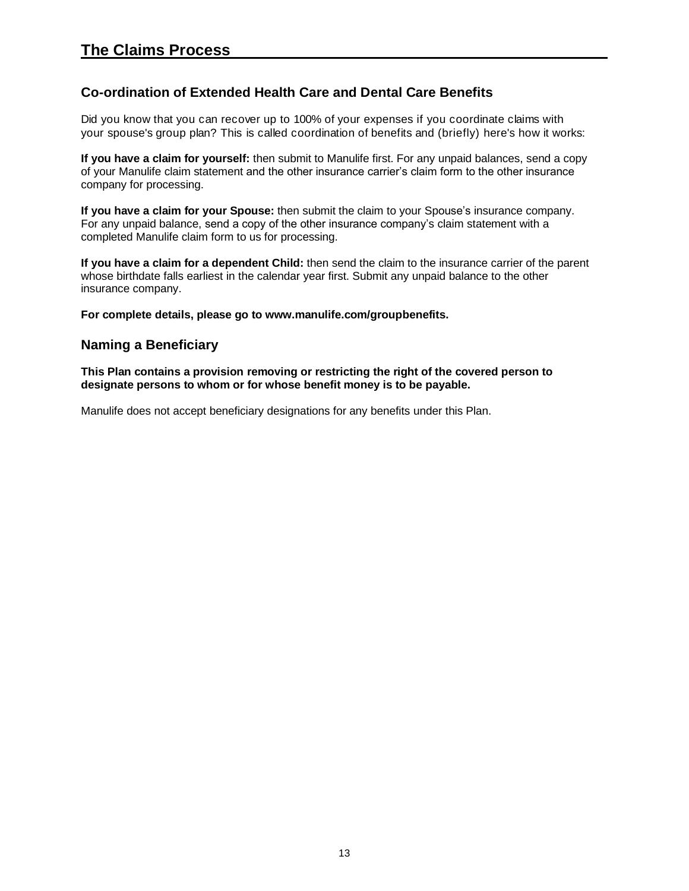# The Claims Process

## Co-ordination of Extended Health Care and Dental Care Benefits

Did you know that you can recover up to 100% of your expenses if you coordinate claims with your spouse's group plan? This is called coordination of benefits and (briefly) here's how it works:

**If you have a claim for yourself:** then submit to Manulife first. For any unpaid balances, send a copy of your Manulife claim statement and the other insurance carrier's claim form to the other insurance company for processing.

**If you have a claim for your Spouse:** then submit the claim to your Spouse's insurance company. For any unpaid balance, send a copy of the other insurance company's claim statement with a completed Manulife claim form to us for processing.

**If you have a claim for a dependent Child:** then send the claim to the insurance carrier of the parent whose birthdate falls earliest in the calendar year first. Submit any unpaid balance to the other insurance company.

**For complete details, please go to www.manulife.com/groupbenefits.**

## Naming a Beneficiary

**This Plan contains a provision removing or restricting the right of the covered person to designate persons to whom or for whose benefit money is to be payable.**

Manulife does not accept beneficiary designations for any benefits under this Plan.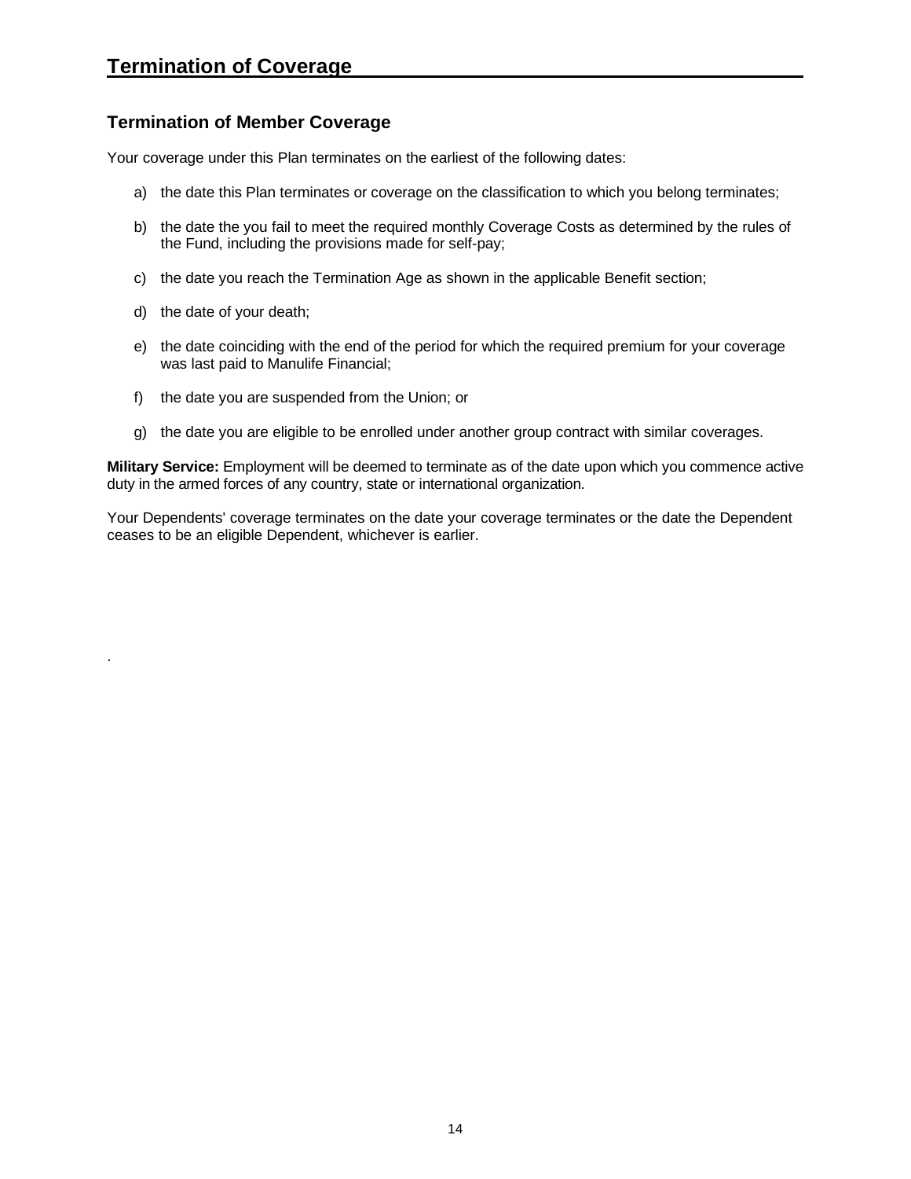# Termination of Coverage

## Termination of Member Coverage

Your coverage under this Plan terminates on the earliest of the following dates:

a) the date this Plan terminates or coverage on the classification to which you belong terminates;

b) the date the you fail to meet the required monthly Coverage Costs as determined by the rules of the Fund, including the provisions made for self-pay;

c) the date you reach the Termination Age as shown in the applicable Benefit section;

d) the date of your death;

e) the date coinciding with the end of the period for which the required premium for your coverage was last paid to Manulife Financial;

f) the date you are suspended from the Union; or

g) the date you are eligible to be enrolled under another group contract with similar coverages.

**Military Service:** Employment will be deemed to terminate as of the date upon which you commence active duty in the armed forces of any country, state or international organization.

Your Dependents' coverage terminates on the date your coverage terminates or the date the Dependent ceases to be an eligible Dependent, whichever is earlier.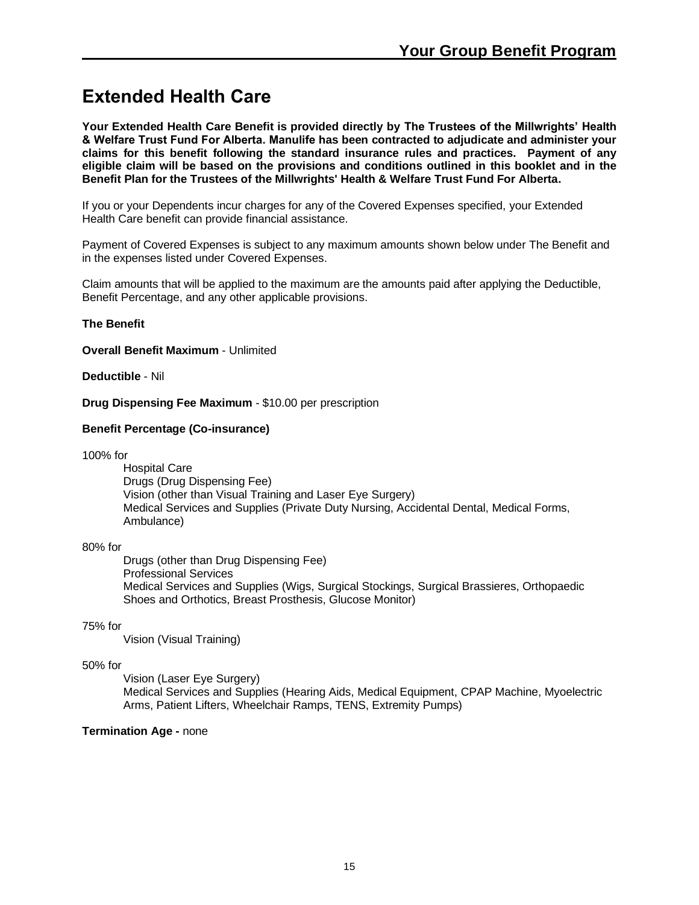# Extended Health Care

**Your Extended Health Care Benefit is provided directly by The Trustees of the Millwrights' Health & Welfare Trust Fund For Alberta. Manulife has been contracted to adjudicate and administer your claims for this benefit following the standard insurance rules and practices. Payment of any eligible claim will be based on the provisions and conditions outlined in this booklet and in the Benefit Plan for the Trustees of the Millwrights' Health & Welfare Trust Fund For Alberta.**

If you or your Dependents incur charges for any of the Covered Expenses specified, your Extended Health Care benefit can provide financial assistance.

Payment of Covered Expenses is subject to any maximum amounts shown below under The Benefit and in the expenses listed under Covered Expenses.

Claim amounts that will be applied to the maximum are the amounts paid after applying the Deductible, Benefit Percentage, and any other applicable provisions.

**The Benefit**

**Overall Benefit Maximum** - Unlimited

**Deductible** - Nil

**Drug Dispensing Fee Maximum** - $10.00 per prescription

**Benefit Percentage (Co-insurance)**

100% for
- Hospital Care
- Drugs (Drug Dispensing Fee)
- Vision (other than Visual Training and Laser Eye Surgery)
- Medical Services and Supplies (Private Duty Nursing, Accidental Dental, Medical Forms, Ambulance)

80% for
- Drugs (other than Drug Dispensing Fee)
- Professional Services
- Medical Services and Supplies (Wigs, Surgical Stockings, Surgical Brassieres, Orthopaedic Shoes and Orthotics, Breast Prosthesis, Glucose Monitor)

75% for
- Vision (Visual Training)

50% for
- Vision (Laser Eye Surgery)
- Medical Services and Supplies (Hearing Aids, Medical Equipment, CPAP Machine, Myoelectric Arms, Patient Lifters, Wheelchair Ramps, TENS, Extremity Pumps)

**Termination Age -** none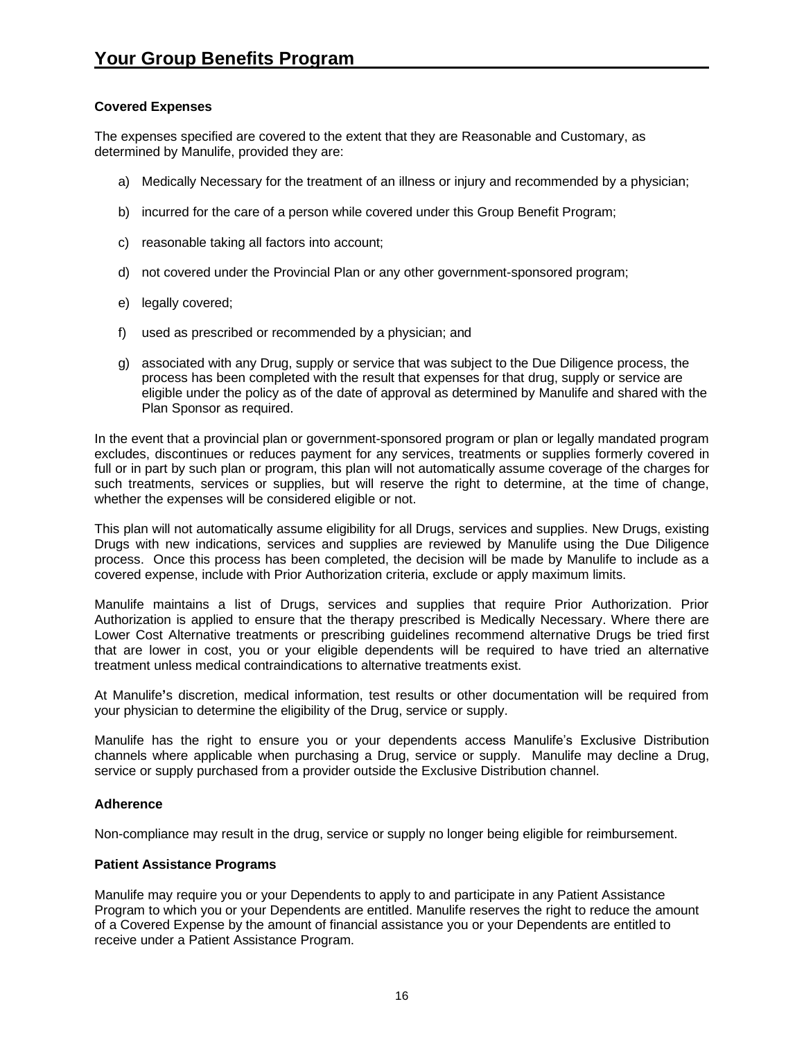# Your Group Benefits Program

**Covered Expenses**

The expenses specified are covered to the extent that they are Reasonable and Customary, as determined by Manulife, provided they are:

a) Medically Necessary for the treatment of an illness or injury and recommended by a physician;

b) incurred for the care of a person while covered under this Group Benefit Program;

c) reasonable taking all factors into account;

d) not covered under the Provincial Plan or any other government-sponsored program;

e) legally covered;

f) used as prescribed or recommended by a physician; and

g) associated with any Drug, supply or service that was subject to the Due Diligence process, the process has been completed with the result that expenses for that drug, supply or service are eligible under the policy as of the date of approval as determined by Manulife and shared with the Plan Sponsor as required.

In the event that a provincial plan or government-sponsored program or plan or legally mandated program excludes, discontinues or reduces payment for any services, treatments or supplies formerly covered in full or in part by such plan or program, this plan will not automatically assume coverage of the charges for such treatments, services or supplies, but will reserve the right to determine, at the time of change, whether the expenses will be considered eligible or not.

This plan will not automatically assume eligibility for all Drugs, services and supplies. New Drugs, existing Drugs with new indications, services and supplies are reviewed by Manulife using the Due Diligence process. Once this process has been completed, the decision will be made by Manulife to include as a covered expense, include with Prior Authorization criteria, exclude or apply maximum limits.

Manulife maintains a list of Drugs, services and supplies that require Prior Authorization. Prior Authorization is applied to ensure that the therapy prescribed is Medically Necessary. Where there are Lower Cost Alternative treatments or prescribing guidelines recommend alternative Drugs be tried first that are lower in cost, you or your eligible dependents will be required to have tried an alternative treatment unless medical contraindications to alternative treatments exist.

At Manulife's discretion, medical information, test results or other documentation will be required from your physician to determine the eligibility of the Drug, service or supply.

Manulife has the right to ensure you or your dependents access Manulife's Exclusive Distribution channels where applicable when purchasing a Drug, service or supply. Manulife may decline a Drug, service or supply purchased from a provider outside the Exclusive Distribution channel.

**Adherence**

Non-compliance may result in the drug, service or supply no longer being eligible for reimbursement.

**Patient Assistance Programs**

Manulife may require you or your Dependents to apply to and participate in any Patient Assistance Program to which you or your Dependents are entitled. Manulife reserves the right to reduce the amount of a Covered Expense by the amount of financial assistance you or your Dependents are entitled to receive under a Patient Assistance Program.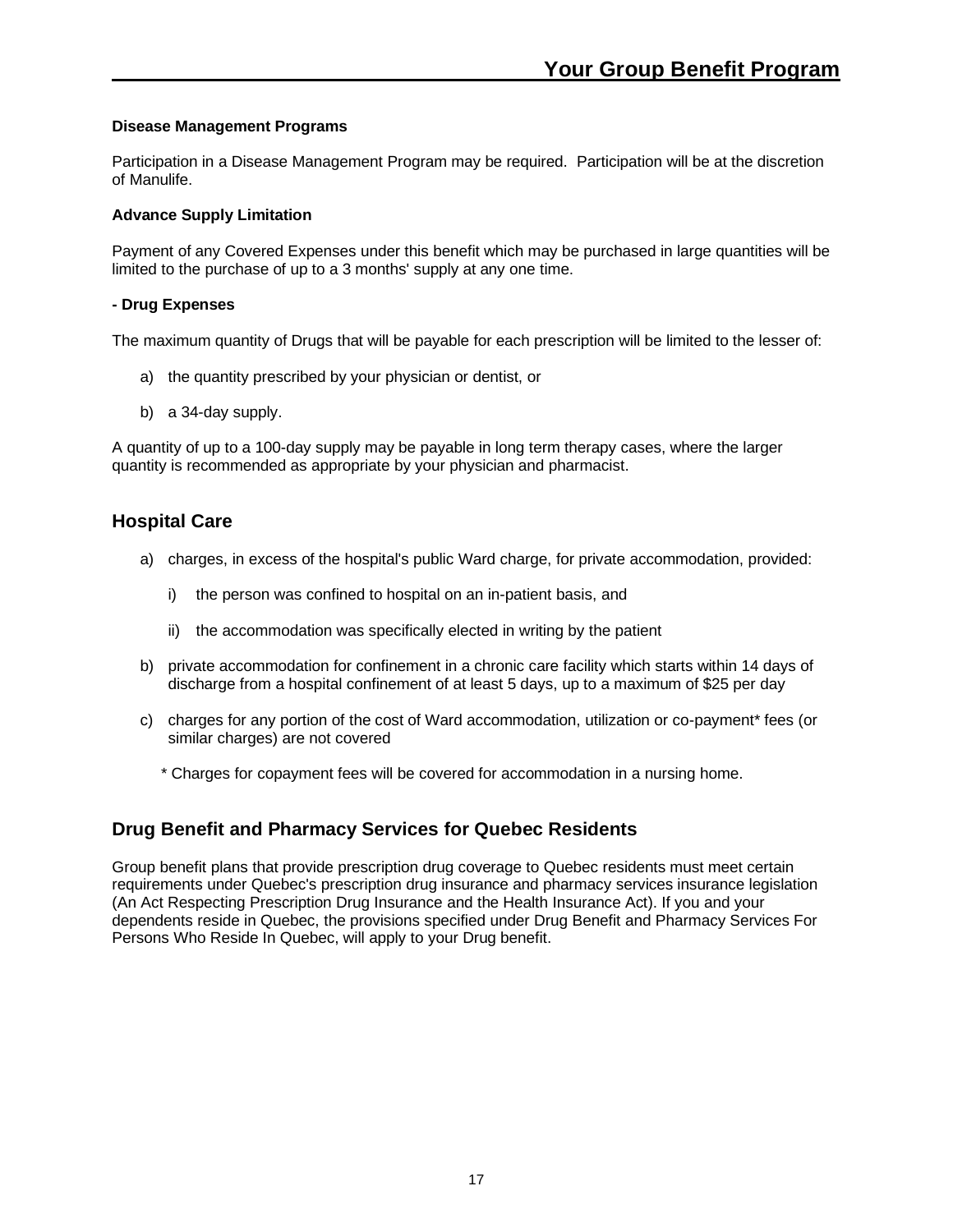**Disease Management Programs**

Participation in a Disease Management Program may be required. Participation will be at the discretion of Manulife.

**Advance Supply Limitation**

Payment of any Covered Expenses under this benefit which may be purchased in large quantities will be limited to the purchase of up to a 3 months' supply at any one time.

**- Drug Expenses**

The maximum quantity of Drugs that will be payable for each prescription will be limited to the lesser of:

a) the quantity prescribed by your physician or dentist, or

b) a 34-day supply.

A quantity of up to a 100-day supply may be payable in long term therapy cases, where the larger quantity is recommended as appropriate by your physician and pharmacist.

## Hospital Care

a) charges, in excess of the hospital's public Ward charge, for private accommodation, provided:

   i) the person was confined to hospital on an in-patient basis, and

   ii) the accommodation was specifically elected in writing by the patient

b) private accommodation for confinement in a chronic care facility which starts within 14 days of discharge from a hospital confinement of at least 5 days, up to a maximum of $25 per day

c) charges for any portion of the cost of Ward accommodation, utilization or co-payment* fees (or similar charges) are not covered

   * Charges for copayment fees will be covered for accommodation in a nursing home.

## Drug Benefit and Pharmacy Services for Quebec Residents

Group benefit plans that provide prescription drug coverage to Quebec residents must meet certain requirements under Quebec's prescription drug insurance and pharmacy services insurance legislation (An Act Respecting Prescription Drug Insurance and the Health Insurance Act). If you and your dependents reside in Quebec, the provisions specified under Drug Benefit and Pharmacy Services For Persons Who Reside In Quebec, will apply to your Drug benefit.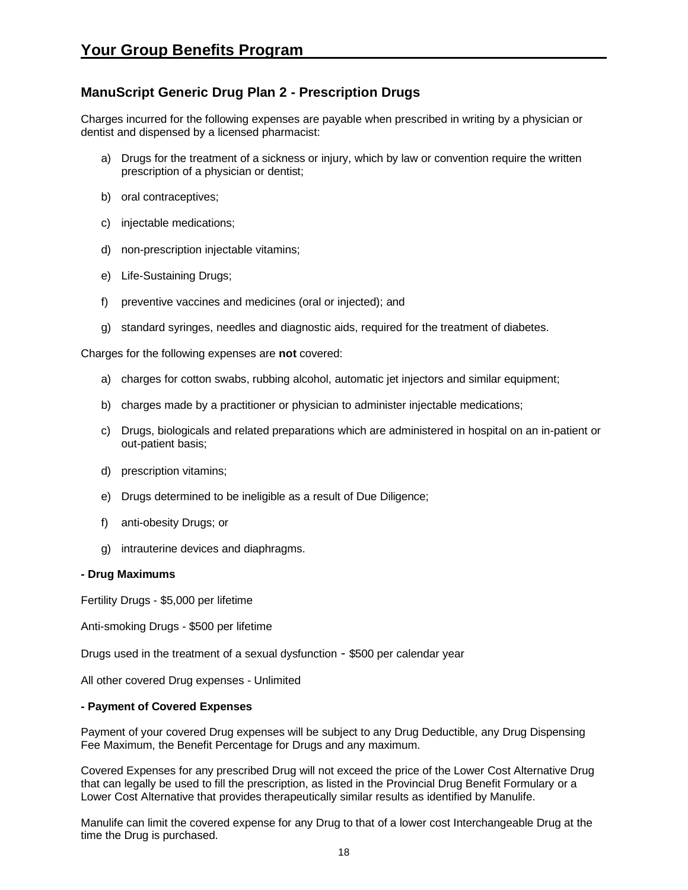## ManuScript Generic Drug Plan 2 - Prescription Drugs

Charges incurred for the following expenses are payable when prescribed in writing by a physician or dentist and dispensed by a licensed pharmacist:

a) Drugs for the treatment of a sickness or injury, which by law or convention require the written prescription of a physician or dentist;

b) oral contraceptives;

c) injectable medications;

d) non-prescription injectable vitamins;

e) Life-Sustaining Drugs;

f) preventive vaccines and medicines (oral or injected); and

g) standard syringes, needles and diagnostic aids, required for the treatment of diabetes.

Charges for the following expenses are **not** covered:

a) charges for cotton swabs, rubbing alcohol, automatic jet injectors and similar equipment;

b) charges made by a practitioner or physician to administer injectable medications;

c) Drugs, biologicals and related preparations which are administered in hospital on an in-patient or out-patient basis;

d) prescription vitamins;

e) Drugs determined to be ineligible as a result of Due Diligence;

f) anti-obesity Drugs; or

g) intrauterine devices and diaphragms.

**- Drug Maximums**

Fertility Drugs - $5,000 per lifetime

Anti-smoking Drugs - $500 per lifetime

Drugs used in the treatment of a sexual dysfunction - $500 per calendar year

All other covered Drug expenses - Unlimited

**- Payment of Covered Expenses**

Payment of your covered Drug expenses will be subject to any Drug Deductible, any Drug Dispensing Fee Maximum, the Benefit Percentage for Drugs and any maximum.

Covered Expenses for any prescribed Drug will not exceed the price of the Lower Cost Alternative Drug that can legally be used to fill the prescription, as listed in the Provincial Drug Benefit Formulary or a Lower Cost Alternative that provides therapeutically similar results as identified by Manulife.

Manulife can limit the covered expense for any Drug to that of a lower cost Interchangeable Drug at the time the Drug is purchased.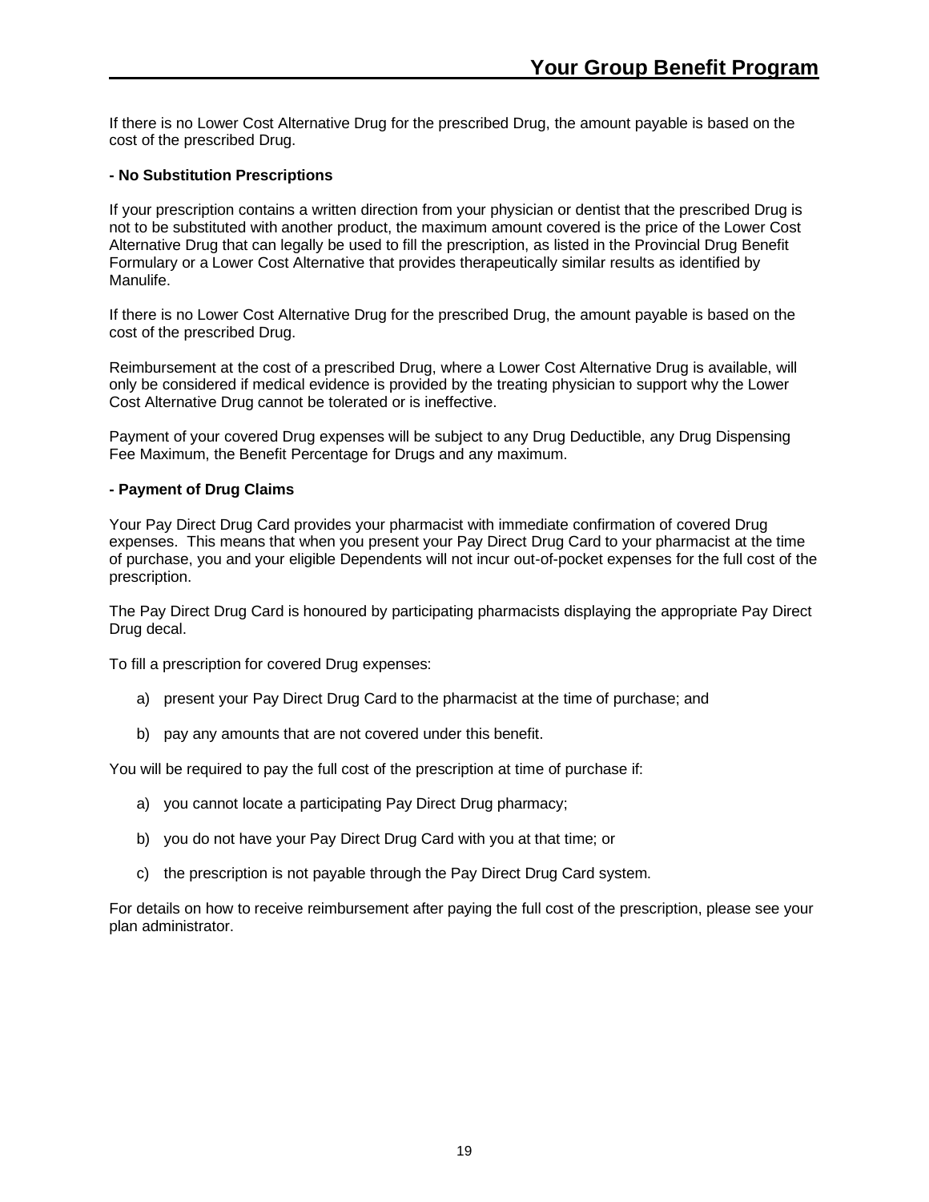If there is no Lower Cost Alternative Drug for the prescribed Drug, the amount payable is based on the cost of the prescribed Drug.

**- No Substitution Prescriptions**

If your prescription contains a written direction from your physician or dentist that the prescribed Drug is not to be substituted with another product, the maximum amount covered is the price of the Lower Cost Alternative Drug that can legally be used to fill the prescription, as listed in the Provincial Drug Benefit Formulary or a Lower Cost Alternative that provides therapeutically similar results as identified by Manulife.

If there is no Lower Cost Alternative Drug for the prescribed Drug, the amount payable is based on the cost of the prescribed Drug.

Reimbursement at the cost of a prescribed Drug, where a Lower Cost Alternative Drug is available, will only be considered if medical evidence is provided by the treating physician to support why the Lower Cost Alternative Drug cannot be tolerated or is ineffective.

Payment of your covered Drug expenses will be subject to any Drug Deductible, any Drug Dispensing Fee Maximum, the Benefit Percentage for Drugs and any maximum.

**- Payment of Drug Claims**

Your Pay Direct Drug Card provides your pharmacist with immediate confirmation of covered Drug expenses. This means that when you present your Pay Direct Drug Card to your pharmacist at the time of purchase, you and your eligible Dependents will not incur out-of-pocket expenses for the full cost of the prescription.

The Pay Direct Drug Card is honoured by participating pharmacists displaying the appropriate Pay Direct Drug decal.

To fill a prescription for covered Drug expenses:

a) present your Pay Direct Drug Card to the pharmacist at the time of purchase; and

b) pay any amounts that are not covered under this benefit.

You will be required to pay the full cost of the prescription at time of purchase if:

a) you cannot locate a participating Pay Direct Drug pharmacy;

b) you do not have your Pay Direct Drug Card with you at that time; or

c) the prescription is not payable through the Pay Direct Drug Card system.

For details on how to receive reimbursement after paying the full cost of the prescription, please see your plan administrator.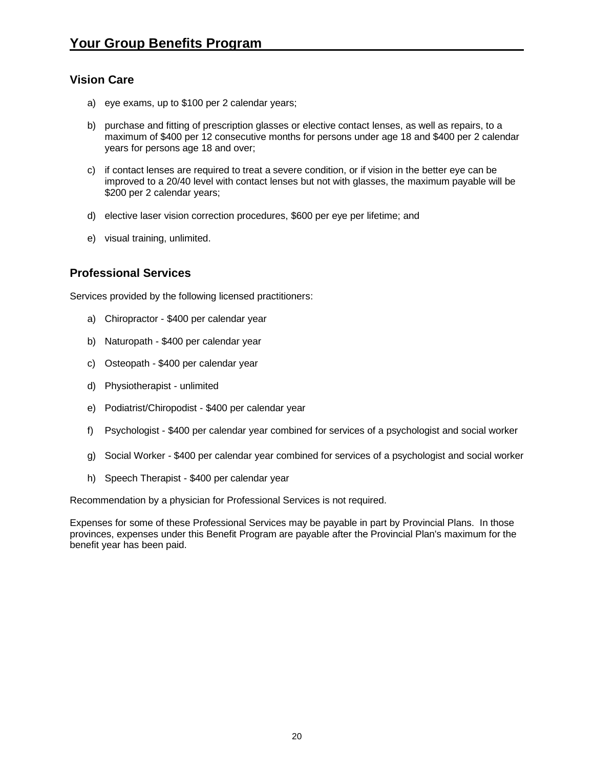## Vision Care

a) eye exams, up to $100 per 2 calendar years;

b) purchase and fitting of prescription glasses or elective contact lenses, as well as repairs, to a maximum of $400 per 12 consecutive months for persons under age 18 and $400 per 2 calendar years for persons age 18 and over;

c) if contact lenses are required to treat a severe condition, or if vision in the better eye can be improved to a 20/40 level with contact lenses but not with glasses, the maximum payable will be $200 per 2 calendar years;

d) elective laser vision correction procedures, $600 per eye per lifetime; and

e) visual training, unlimited.

## Professional Services

Services provided by the following licensed practitioners:

a) Chiropractor - $400 per calendar year

b) Naturopath - $400 per calendar year

c) Osteopath - $400 per calendar year

d) Physiotherapist - unlimited

e) Podiatrist/Chiropodist - $400 per calendar year

f) Psychologist - $400 per calendar year combined for services of a psychologist and social worker

g) Social Worker - $400 per calendar year combined for services of a psychologist and social worker

h) Speech Therapist - $400 per calendar year

Recommendation by a physician for Professional Services is not required.

Expenses for some of these Professional Services may be payable in part by Provincial Plans. In those provinces, expenses under this Benefit Program are payable after the Provincial Plan's maximum for the benefit year has been paid.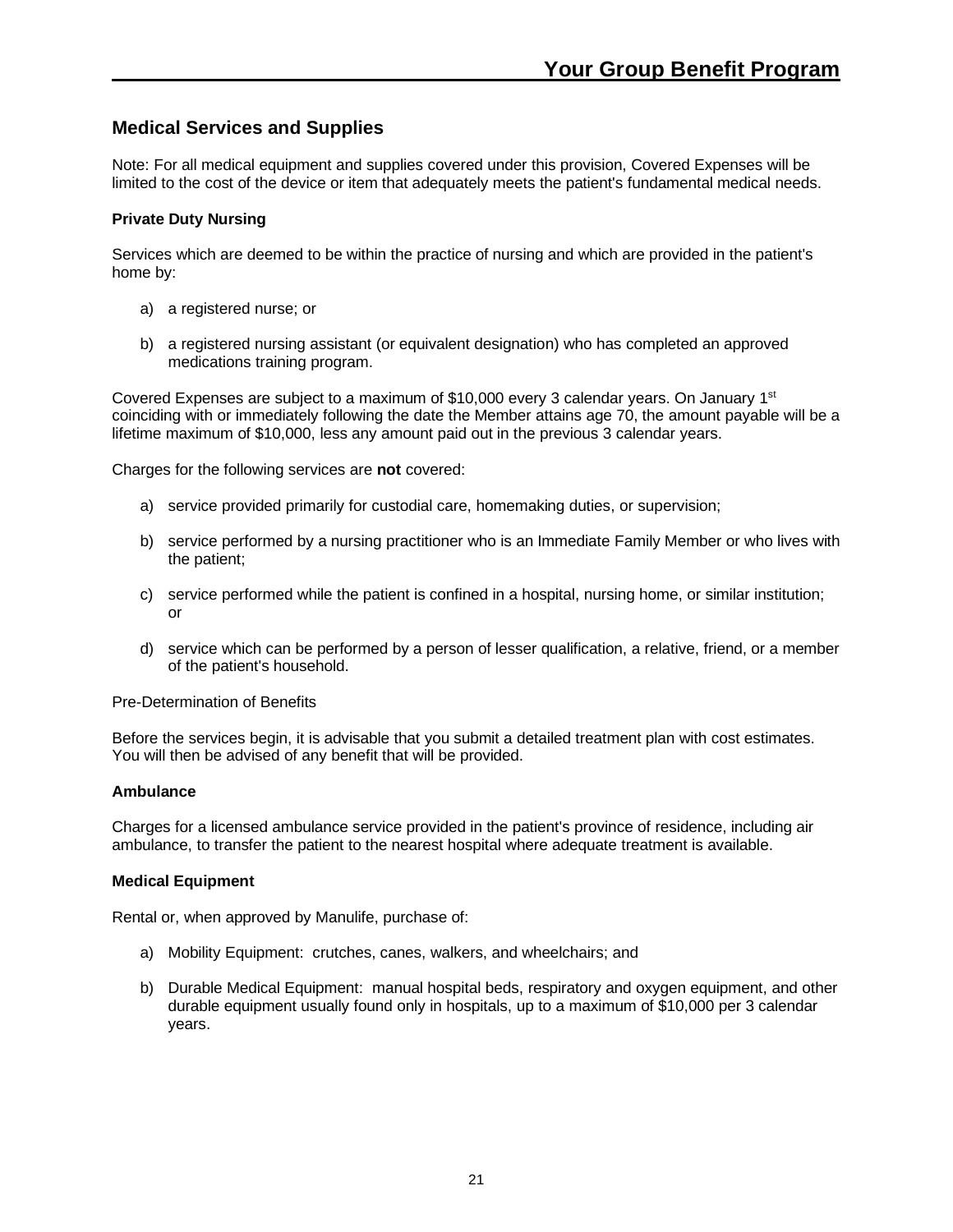## Medical Services and Supplies

Note: For all medical equipment and supplies covered under this provision, Covered Expenses will be limited to the cost of the device or item that adequately meets the patient's fundamental medical needs.

### Private Duty Nursing

Services which are deemed to be within the practice of nursing and which are provided in the patient's home by:

a) a registered nurse; or

b) a registered nursing assistant (or equivalent designation) who has completed an approved medications training program.

Covered Expenses are subject to a maximum of $10,000 every 3 calendar years. On January 1st coinciding with or immediately following the date the Member attains age 70, the amount payable will be a lifetime maximum of $10,000, less any amount paid out in the previous 3 calendar years.

Charges for the following services are **not** covered:

a) service provided primarily for custodial care, homemaking duties, or supervision;

b) service performed by a nursing practitioner who is an Immediate Family Member or who lives with the patient;

c) service performed while the patient is confined in a hospital, nursing home, or similar institution; or

d) service which can be performed by a person of lesser qualification, a relative, friend, or a member of the patient's household.

Pre-Determination of Benefits

Before the services begin, it is advisable that you submit a detailed treatment plan with cost estimates. You will then be advised of any benefit that will be provided.

### Ambulance

Charges for a licensed ambulance service provided in the patient's province of residence, including air ambulance, to transfer the patient to the nearest hospital where adequate treatment is available.

### Medical Equipment

Rental or, when approved by Manulife, purchase of:

a) Mobility Equipment: crutches, canes, walkers, and wheelchairs; and

b) Durable Medical Equipment: manual hospital beds, respiratory and oxygen equipment, and other durable equipment usually found only in hospitals, up to a maximum of $10,000 per 3 calendar years.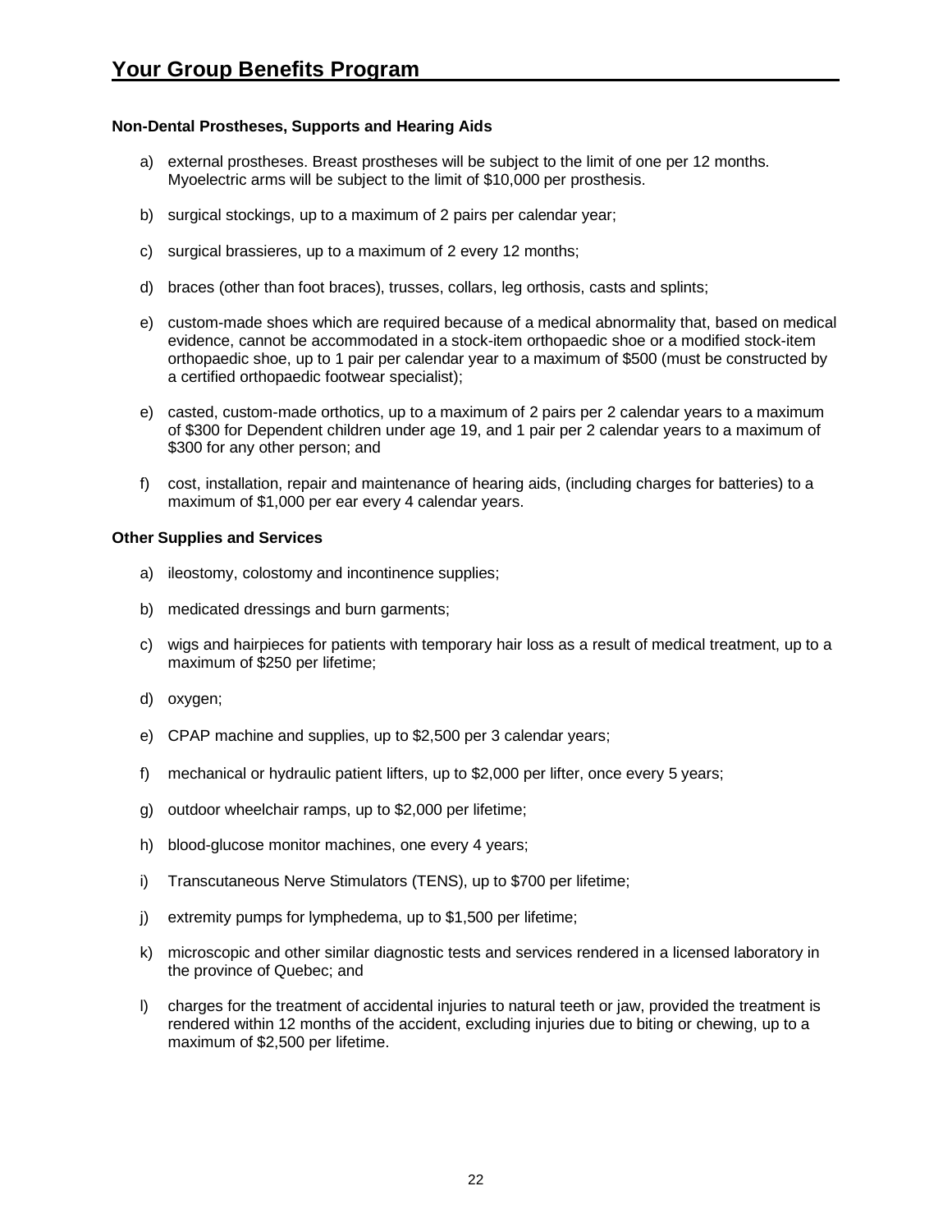**Non-Dental Prostheses, Supports and Hearing Aids**

a) external prostheses. Breast prostheses will be subject to the limit of one per 12 months. Myoelectric arms will be subject to the limit of $10,000 per prosthesis.

b) surgical stockings, up to a maximum of 2 pairs per calendar year;

c) surgical brassieres, up to a maximum of 2 every 12 months;

d) braces (other than foot braces), trusses, collars, leg orthosis, casts and splints;

e) custom-made shoes which are required because of a medical abnormality that, based on medical evidence, cannot be accommodated in a stock-item orthopaedic shoe or a modified stock-item orthopaedic shoe, up to 1 pair per calendar year to a maximum of $500 (must be constructed by a certified orthopaedic footwear specialist);

e) casted, custom-made orthotics, up to a maximum of 2 pairs per 2 calendar years to a maximum of $300 for Dependent children under age 19, and 1 pair per 2 calendar years to a maximum of $300 for any other person; and

f) cost, installation, repair and maintenance of hearing aids, (including charges for batteries) to a maximum of $1,000 per ear every 4 calendar years.

**Other Supplies and Services**

a) ileostomy, colostomy and incontinence supplies;

b) medicated dressings and burn garments;

c) wigs and hairpieces for patients with temporary hair loss as a result of medical treatment, up to a maximum of $250 per lifetime;

d) oxygen;

e) CPAP machine and supplies, up to $2,500 per 3 calendar years;

f) mechanical or hydraulic patient lifters, up to $2,000 per lifter, once every 5 years;

g) outdoor wheelchair ramps, up to $2,000 per lifetime;

h) blood-glucose monitor machines, one every 4 years;

i) Transcutaneous Nerve Stimulators (TENS), up to $700 per lifetime;

j) extremity pumps for lymphedema, up to $1,500 per lifetime;

k) microscopic and other similar diagnostic tests and services rendered in a licensed laboratory in the province of Quebec; and

l) charges for the treatment of accidental injuries to natural teeth or jaw, provided the treatment is rendered within 12 months of the accident, excluding injuries due to biting or chewing, up to a maximum of $2,500 per lifetime.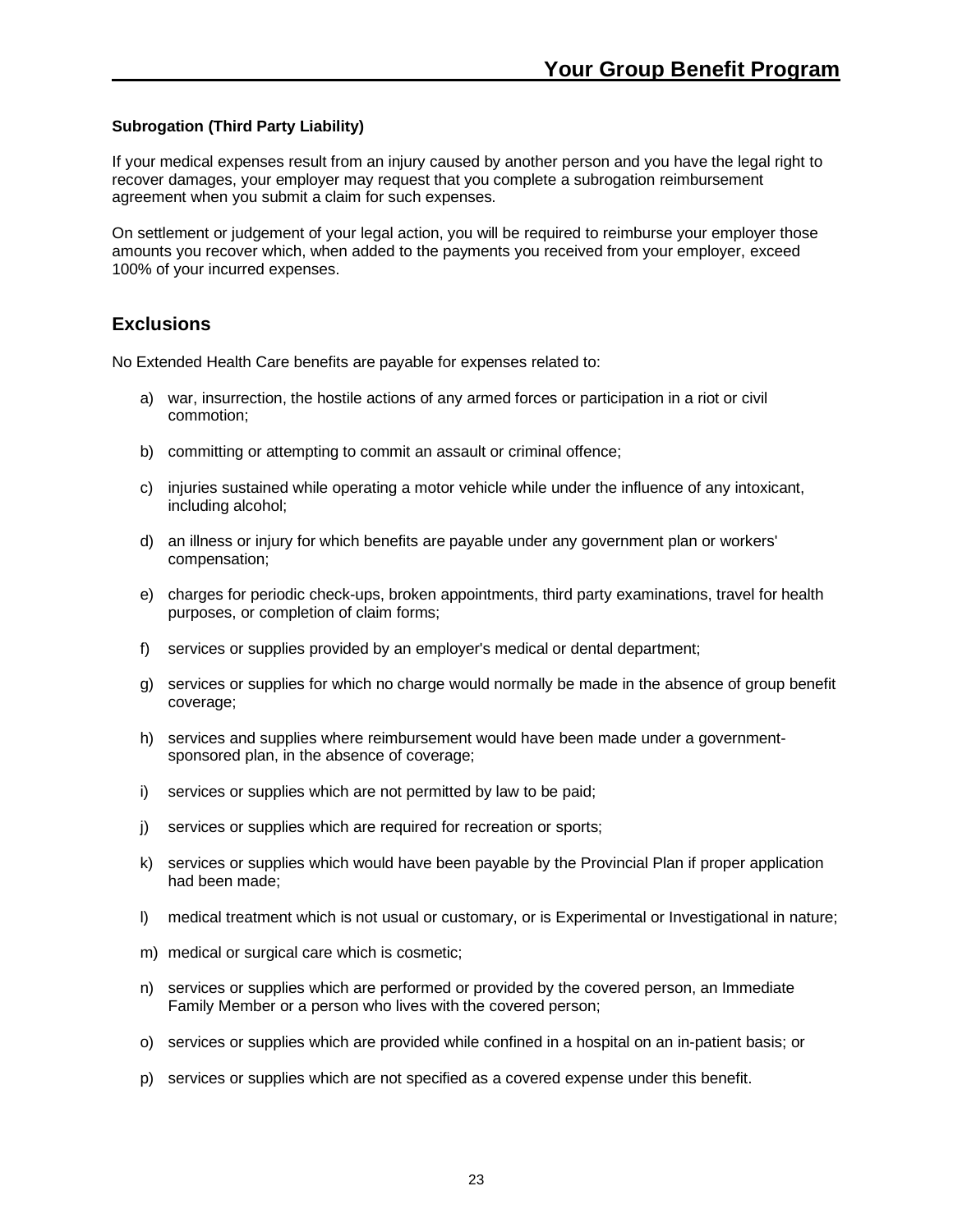**Subrogation (Third Party Liability)**

If your medical expenses result from an injury caused by another person and you have the legal right to recover damages, your employer may request that you complete a subrogation reimbursement agreement when you submit a claim for such expenses.

On settlement or judgement of your legal action, you will be required to reimburse your employer those amounts you recover which, when added to the payments you received from your employer, exceed 100% of your incurred expenses.

## Exclusions

No Extended Health Care benefits are payable for expenses related to:

a) war, insurrection, the hostile actions of any armed forces or participation in a riot or civil commotion;

b) committing or attempting to commit an assault or criminal offence;

c) injuries sustained while operating a motor vehicle while under the influence of any intoxicant, including alcohol;

d) an illness or injury for which benefits are payable under any government plan or workers' compensation;

e) charges for periodic check-ups, broken appointments, third party examinations, travel for health purposes, or completion of claim forms;

f) services or supplies provided by an employer's medical or dental department;

g) services or supplies for which no charge would normally be made in the absence of group benefit coverage;

h) services and supplies where reimbursement would have been made under a government-sponsored plan, in the absence of coverage;

i) services or supplies which are not permitted by law to be paid;

j) services or supplies which are required for recreation or sports;

k) services or supplies which would have been payable by the Provincial Plan if proper application had been made;

l) medical treatment which is not usual or customary, or is Experimental or Investigational in nature;

m) medical or surgical care which is cosmetic;

n) services or supplies which are performed or provided by the covered person, an Immediate Family Member or a person who lives with the covered person;

o) services or supplies which are provided while confined in a hospital on an in-patient basis; or

p) services or supplies which are not specified as a covered expense under this benefit.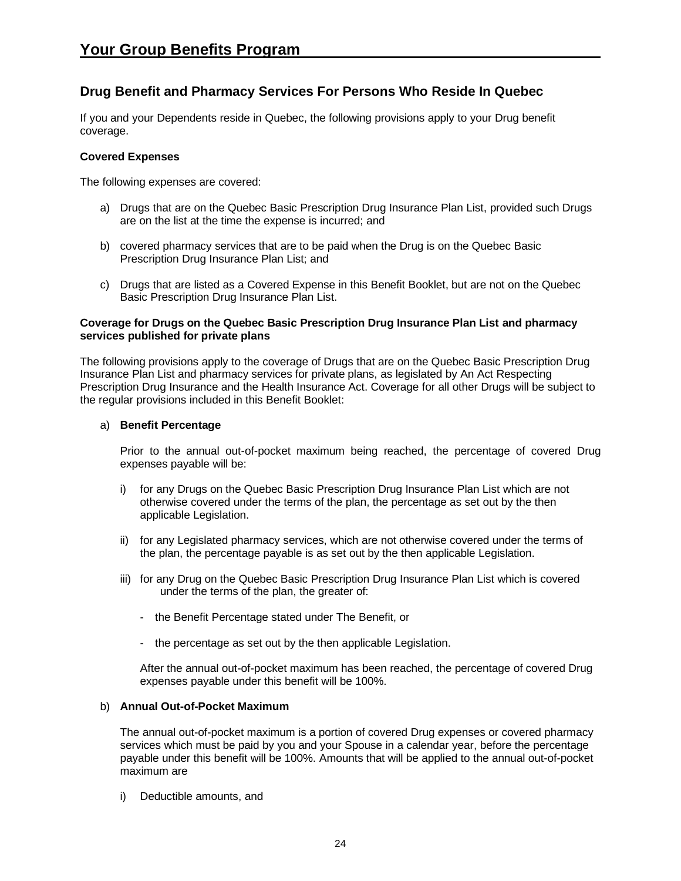## Drug Benefit and Pharmacy Services For Persons Who Reside In Quebec

If you and your Dependents reside in Quebec, the following provisions apply to your Drug benefit coverage.

**Covered Expenses**

The following expenses are covered:

a) Drugs that are on the Quebec Basic Prescription Drug Insurance Plan List, provided such Drugs are on the list at the time the expense is incurred; and

b) covered pharmacy services that are to be paid when the Drug is on the Quebec Basic Prescription Drug Insurance Plan List; and

c) Drugs that are listed as a Covered Expense in this Benefit Booklet, but are not on the Quebec Basic Prescription Drug Insurance Plan List.

**Coverage for Drugs on the Quebec Basic Prescription Drug Insurance Plan List and pharmacy services published for private plans**

The following provisions apply to the coverage of Drugs that are on the Quebec Basic Prescription Drug Insurance Plan List and pharmacy services for private plans, as legislated by An Act Respecting Prescription Drug Insurance and the Health Insurance Act. Coverage for all other Drugs will be subject to the regular provisions included in this Benefit Booklet:

a) **Benefit Percentage**

   Prior to the annual out-of-pocket maximum being reached, the percentage of covered Drug expenses payable will be:

   i) for any Drugs on the Quebec Basic Prescription Drug Insurance Plan List which are not otherwise covered under the terms of the plan, the percentage as set out by the then applicable Legislation.

   ii) for any Legislated pharmacy services, which are not otherwise covered under the terms of the plan, the percentage payable is as set out by the then applicable Legislation.

   iii) for any Drug on the Quebec Basic Prescription Drug Insurance Plan List which is covered under the terms of the plan, the greater of:

      - the Benefit Percentage stated under The Benefit, or

      - the percentage as set out by the then applicable Legislation.

   After the annual out-of-pocket maximum has been reached, the percentage of covered Drug expenses payable under this benefit will be 100%.

b) **Annual Out-of-Pocket Maximum**

   The annual out-of-pocket maximum is a portion of covered Drug expenses or covered pharmacy services which must be paid by you and your Spouse in a calendar year, before the percentage payable under this benefit will be 100%. Amounts that will be applied to the annual out-of-pocket maximum are

   i) Deductible amounts, and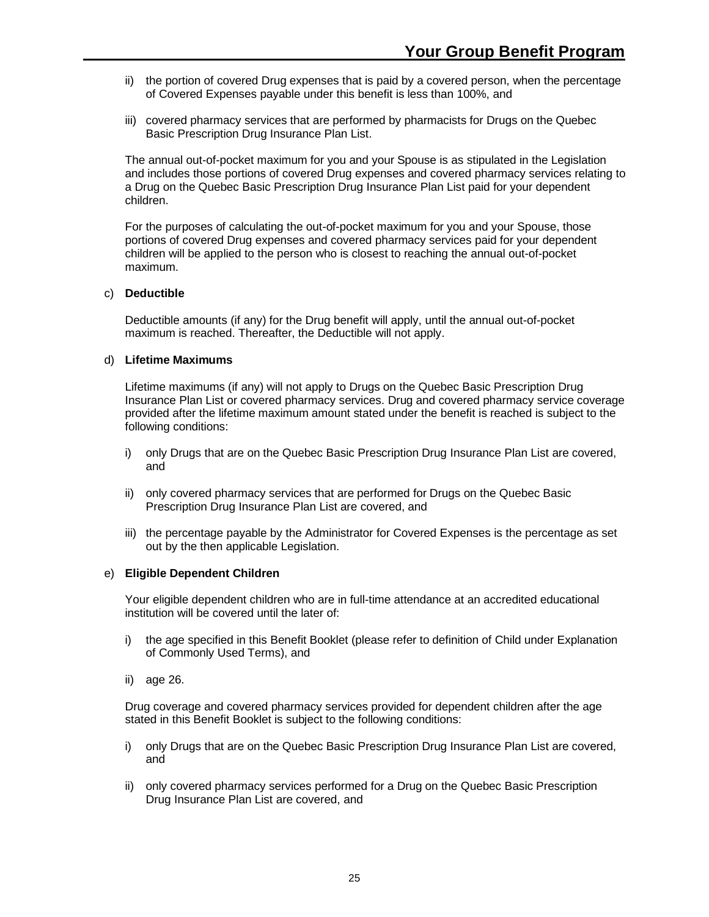ii) the portion of covered Drug expenses that is paid by a covered person, when the percentage of Covered Expenses payable under this benefit is less than 100%, and

iii) covered pharmacy services that are performed by pharmacists for Drugs on the Quebec Basic Prescription Drug Insurance Plan List.

The annual out-of-pocket maximum for you and your Spouse is as stipulated in the Legislation and includes those portions of covered Drug expenses and covered pharmacy services relating to a Drug on the Quebec Basic Prescription Drug Insurance Plan List paid for your dependent children.

For the purposes of calculating the out-of-pocket maximum for you and your Spouse, those portions of covered Drug expenses and covered pharmacy services paid for your dependent children will be applied to the person who is closest to reaching the annual out-of-pocket maximum.

c) **Deductible**

Deductible amounts (if any) for the Drug benefit will apply, until the annual out-of-pocket maximum is reached. Thereafter, the Deductible will not apply.

d) **Lifetime Maximums**

Lifetime maximums (if any) will not apply to Drugs on the Quebec Basic Prescription Drug Insurance Plan List or covered pharmacy services. Drug and covered pharmacy service coverage provided after the lifetime maximum amount stated under the benefit is reached is subject to the following conditions:

i) only Drugs that are on the Quebec Basic Prescription Drug Insurance Plan List are covered, and

ii) only covered pharmacy services that are performed for Drugs on the Quebec Basic Prescription Drug Insurance Plan List are covered, and

iii) the percentage payable by the Administrator for Covered Expenses is the percentage as set out by the then applicable Legislation.

e) **Eligible Dependent Children**

Your eligible dependent children who are in full-time attendance at an accredited educational institution will be covered until the later of:

i) the age specified in this Benefit Booklet (please refer to definition of Child under Explanation of Commonly Used Terms), and

ii) age 26.

Drug coverage and covered pharmacy services provided for dependent children after the age stated in this Benefit Booklet is subject to the following conditions:

i) only Drugs that are on the Quebec Basic Prescription Drug Insurance Plan List are covered, and

ii) only covered pharmacy services performed for a Drug on the Quebec Basic Prescription Drug Insurance Plan List are covered, and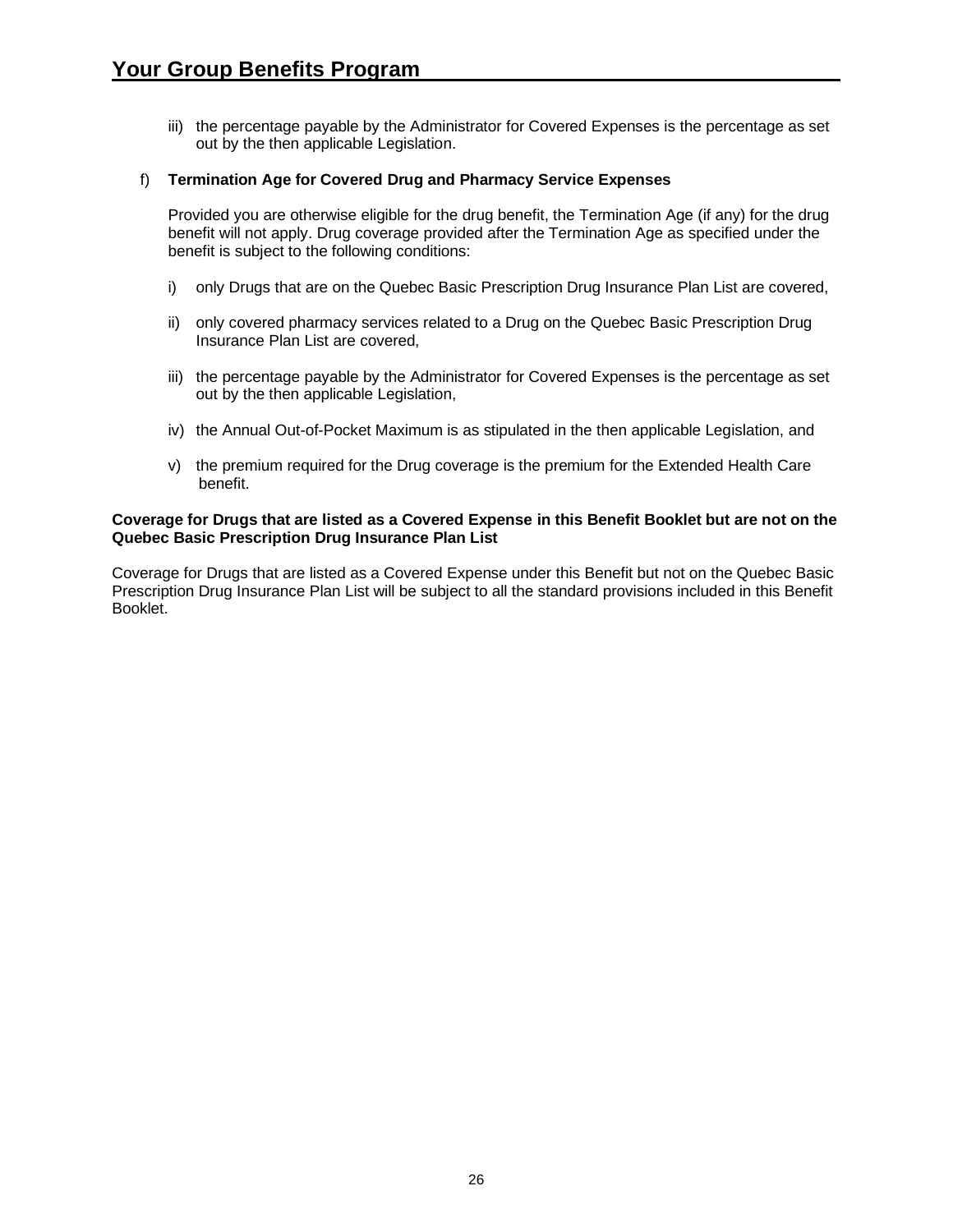iii) the percentage payable by the Administrator for Covered Expenses is the percentage as set out by the then applicable Legislation.

f) **Termination Age for Covered Drug and Pharmacy Service Expenses**

Provided you are otherwise eligible for the drug benefit, the Termination Age (if any) for the drug benefit will not apply. Drug coverage provided after the Termination Age as specified under the benefit is subject to the following conditions:

i) only Drugs that are on the Quebec Basic Prescription Drug Insurance Plan List are covered,

ii) only covered pharmacy services related to a Drug on the Quebec Basic Prescription Drug Insurance Plan List are covered,

iii) the percentage payable by the Administrator for Covered Expenses is the percentage as set out by the then applicable Legislation,

iv) the Annual Out-of-Pocket Maximum is as stipulated in the then applicable Legislation, and

v) the premium required for the Drug coverage is the premium for the Extended Health Care benefit.

**Coverage for Drugs that are listed as a Covered Expense in this Benefit Booklet but are not on the Quebec Basic Prescription Drug Insurance Plan List**

Coverage for Drugs that are listed as a Covered Expense under this Benefit but not on the Quebec Basic Prescription Drug Insurance Plan List will be subject to all the standard provisions included in this Benefit Booklet.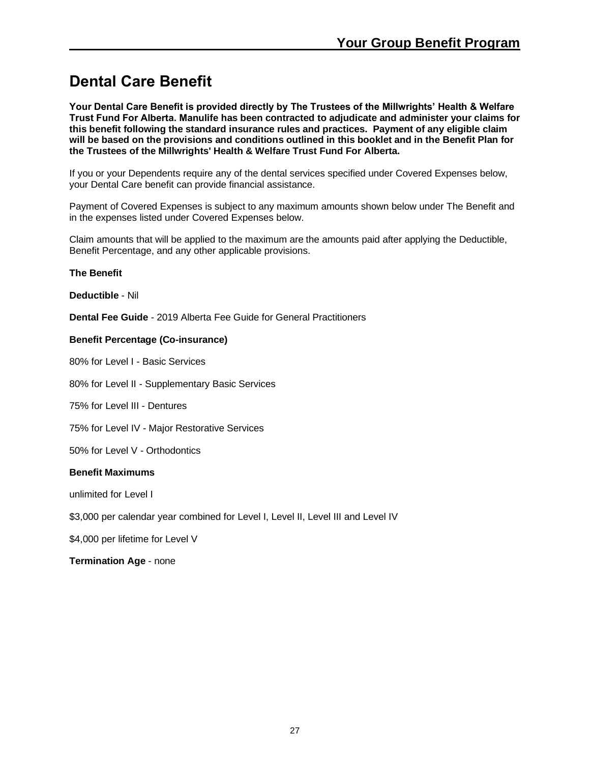# Dental Care Benefit

**Your Dental Care Benefit is provided directly by The Trustees of the Millwrights' Health & Welfare Trust Fund For Alberta. Manulife has been contracted to adjudicate and administer your claims for this benefit following the standard insurance rules and practices. Payment of any eligible claim will be based on the provisions and conditions outlined in this booklet and in the Benefit Plan for the Trustees of the Millwrights' Health & Welfare Trust Fund For Alberta.**

If you or your Dependents require any of the dental services specified under Covered Expenses below, your Dental Care benefit can provide financial assistance.

Payment of Covered Expenses is subject to any maximum amounts shown below under The Benefit and in the expenses listed under Covered Expenses below.

Claim amounts that will be applied to the maximum are the amounts paid after applying the Deductible, Benefit Percentage, and any other applicable provisions.

**The Benefit**

**Deductible** - Nil

**Dental Fee Guide** - 2019 Alberta Fee Guide for General Practitioners

**Benefit Percentage (Co-insurance)**

80% for Level I - Basic Services

80% for Level II - Supplementary Basic Services

75% for Level III - Dentures

75% for Level IV - Major Restorative Services

50% for Level V - Orthodontics

**Benefit Maximums**

unlimited for Level I

$3,000 per calendar year combined for Level I, Level II, Level III and Level IV

$4,000 per lifetime for Level V

**Termination Age** - none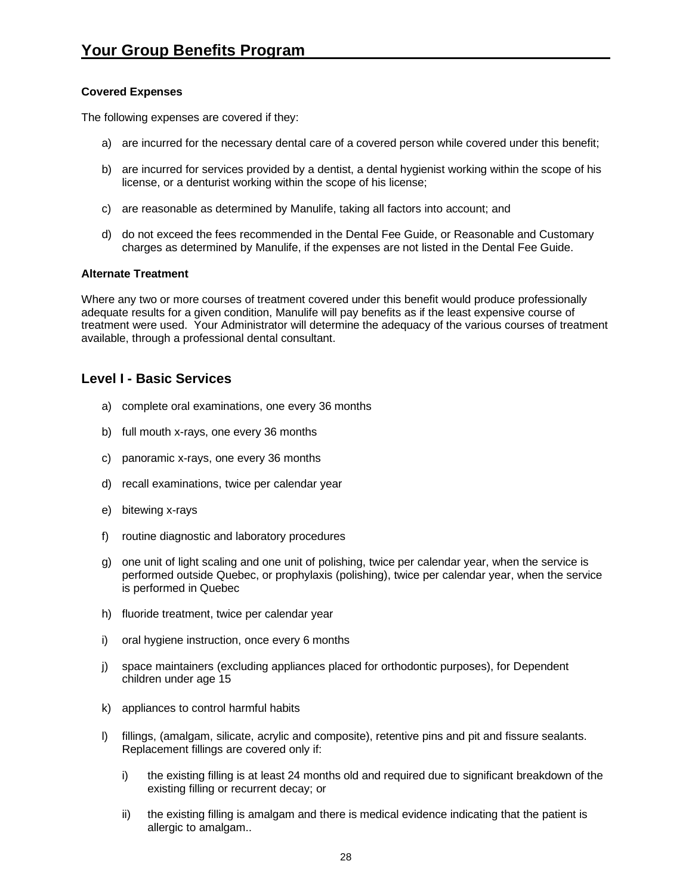**Covered Expenses**

The following expenses are covered if they:

a) are incurred for the necessary dental care of a covered person while covered under this benefit;

b) are incurred for services provided by a dentist, a dental hygienist working within the scope of his license, or a denturist working within the scope of his license;

c) are reasonable as determined by Manulife, taking all factors into account; and

d) do not exceed the fees recommended in the Dental Fee Guide, or Reasonable and Customary charges as determined by Manulife, if the expenses are not listed in the Dental Fee Guide.

**Alternate Treatment**

Where any two or more courses of treatment covered under this benefit would produce professionally adequate results for a given condition, Manulife will pay benefits as if the least expensive course of treatment were used. Your Administrator will determine the adequacy of the various courses of treatment available, through a professional dental consultant.

## Level I - Basic Services

a) complete oral examinations, one every 36 months

b) full mouth x-rays, one every 36 months

c) panoramic x-rays, one every 36 months

d) recall examinations, twice per calendar year

e) bitewing x-rays

f) routine diagnostic and laboratory procedures

g) one unit of light scaling and one unit of polishing, twice per calendar year, when the service is performed outside Quebec, or prophylaxis (polishing), twice per calendar year, when the service is performed in Quebec

h) fluoride treatment, twice per calendar year

i) oral hygiene instruction, once every 6 months

j) space maintainers (excluding appliances placed for orthodontic purposes), for Dependent children under age 15

k) appliances to control harmful habits

l) fillings, (amalgam, silicate, acrylic and composite), retentive pins and pit and fissure sealants. Replacement fillings are covered only if:

   i) the existing filling is at least 24 months old and required due to significant breakdown of the existing filling or recurrent decay; or

   ii) the existing filling is amalgam and there is medical evidence indicating that the patient is allergic to amalgam..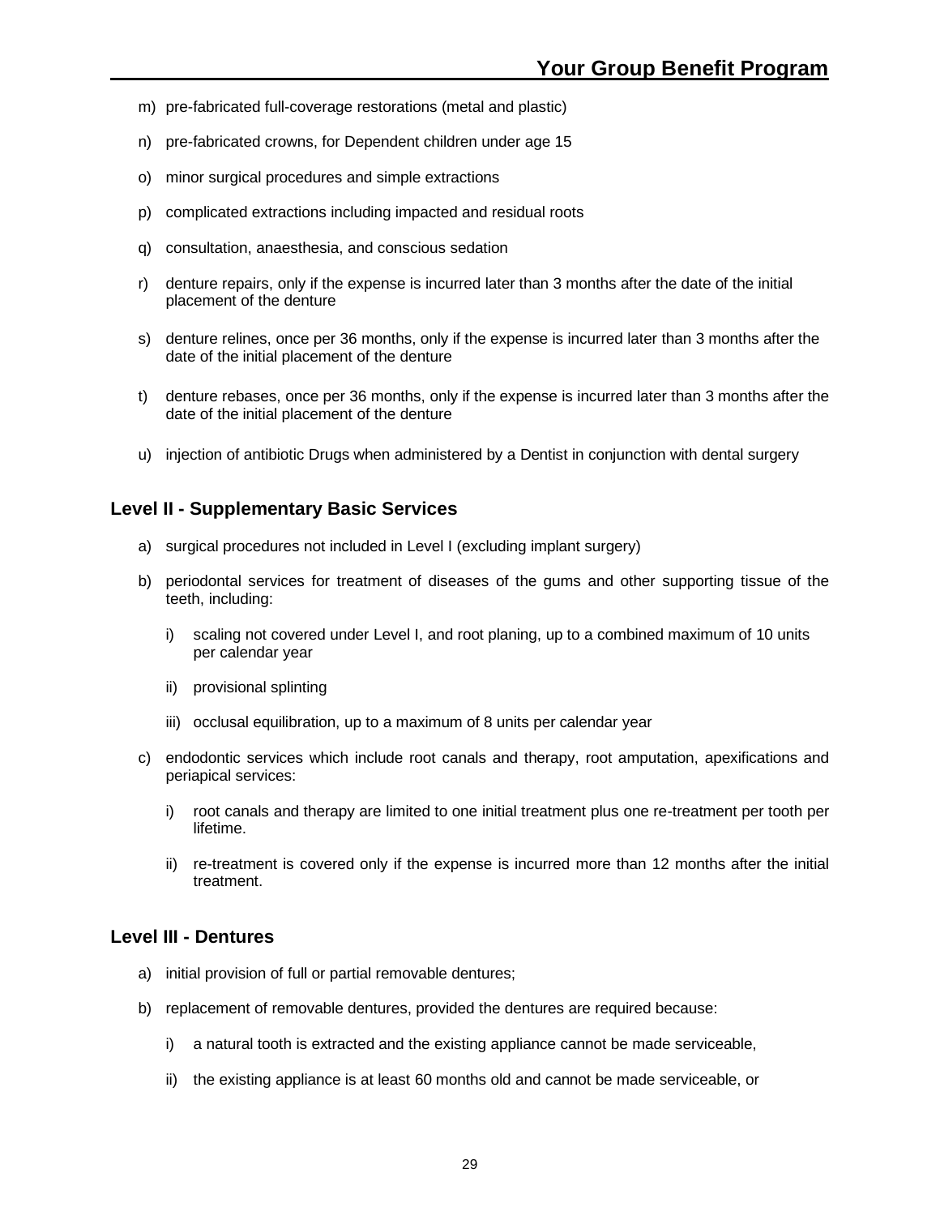m) pre-fabricated full-coverage restorations (metal and plastic)

n) pre-fabricated crowns, for Dependent children under age 15

o) minor surgical procedures and simple extractions

p) complicated extractions including impacted and residual roots

q) consultation, anaesthesia, and conscious sedation

r) denture repairs, only if the expense is incurred later than 3 months after the date of the initial placement of the denture

s) denture relines, once per 36 months, only if the expense is incurred later than 3 months after the date of the initial placement of the denture

t) denture rebases, once per 36 months, only if the expense is incurred later than 3 months after the date of the initial placement of the denture

u) injection of antibiotic Drugs when administered by a Dentist in conjunction with dental surgery

### Level II - Supplementary Basic Services

a) surgical procedures not included in Level I (excluding implant surgery)

b) periodontal services for treatment of diseases of the gums and other supporting tissue of the teeth, including:

   i) scaling not covered under Level I, and root planing, up to a combined maximum of 10 units per calendar year

   ii) provisional splinting

   iii) occlusal equilibration, up to a maximum of 8 units per calendar year

c) endodontic services which include root canals and therapy, root amputation, apexifications and periapical services:

   i) root canals and therapy are limited to one initial treatment plus one re-treatment per tooth per lifetime.

   ii) re-treatment is covered only if the expense is incurred more than 12 months after the initial treatment.

### Level III - Dentures

a) initial provision of full or partial removable dentures;

b) replacement of removable dentures, provided the dentures are required because:

   i) a natural tooth is extracted and the existing appliance cannot be made serviceable,

   ii) the existing appliance is at least 60 months old and cannot be made serviceable, or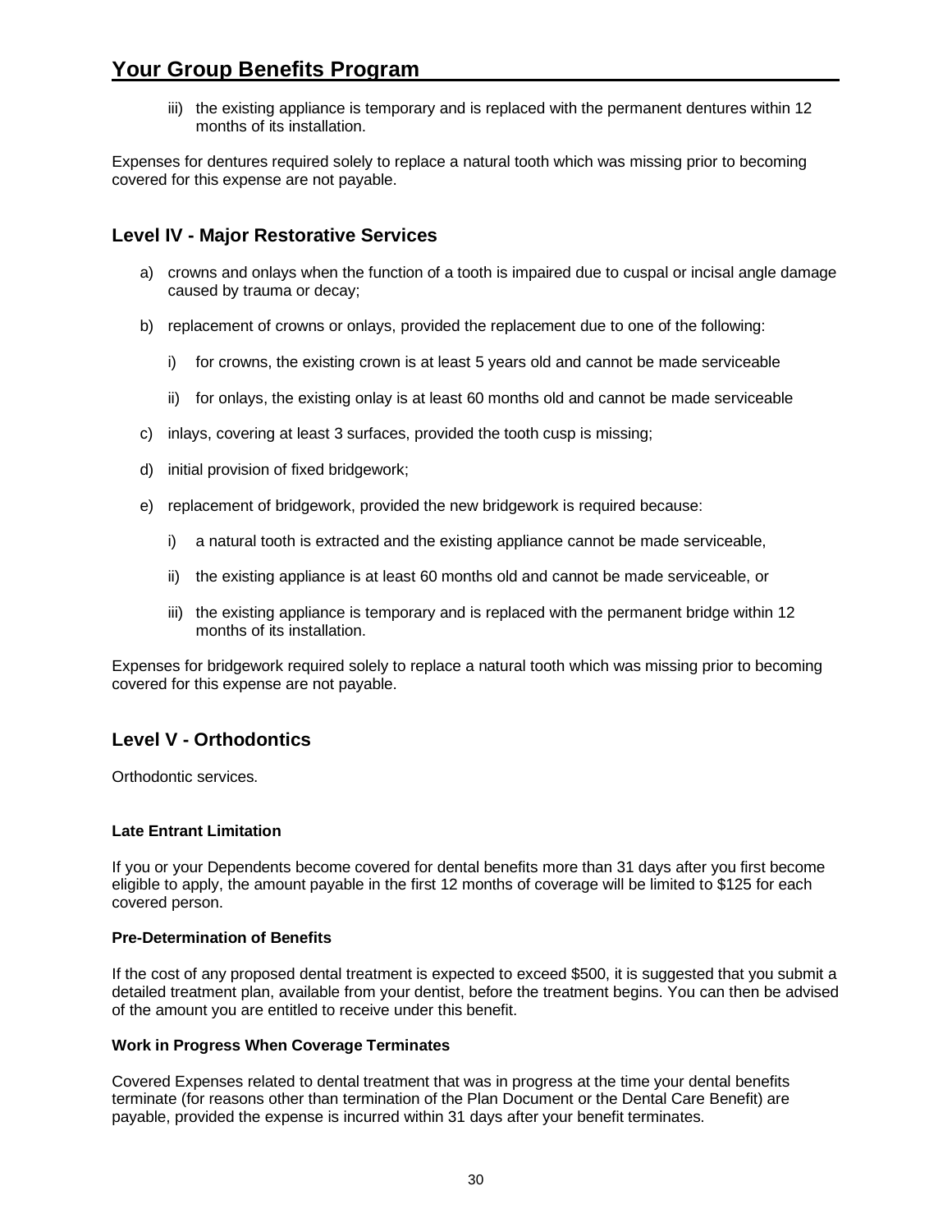iii) the existing appliance is temporary and is replaced with the permanent dentures within 12 months of its installation.

Expenses for dentures required solely to replace a natural tooth which was missing prior to becoming covered for this expense are not payable.

## Level IV - Major Restorative Services

a) crowns and onlays when the function of a tooth is impaired due to cuspal or incisal angle damage caused by trauma or decay;

b) replacement of crowns or onlays, provided the replacement due to one of the following:

   i) for crowns, the existing crown is at least 5 years old and cannot be made serviceable

   ii) for onlays, the existing onlay is at least 60 months old and cannot be made serviceable

c) inlays, covering at least 3 surfaces, provided the tooth cusp is missing;

d) initial provision of fixed bridgework;

e) replacement of bridgework, provided the new bridgework is required because:

   i) a natural tooth is extracted and the existing appliance cannot be made serviceable,

   ii) the existing appliance is at least 60 months old and cannot be made serviceable, or

   iii) the existing appliance is temporary and is replaced with the permanent bridge within 12 months of its installation.

Expenses for bridgework required solely to replace a natural tooth which was missing prior to becoming covered for this expense are not payable.

## Level V - Orthodontics

Orthodontic services.

**Late Entrant Limitation**

If you or your Dependents become covered for dental benefits more than 31 days after you first become eligible to apply, the amount payable in the first 12 months of coverage will be limited to $125 for each covered person.

**Pre-Determination of Benefits**

If the cost of any proposed dental treatment is expected to exceed $500, it is suggested that you submit a detailed treatment plan, available from your dentist, before the treatment begins. You can then be advised of the amount you are entitled to receive under this benefit.

**Work in Progress When Coverage Terminates**

Covered Expenses related to dental treatment that was in progress at the time your dental benefits terminate (for reasons other than termination of the Plan Document or the Dental Care Benefit) are payable, provided the expense is incurred within 31 days after your benefit terminates.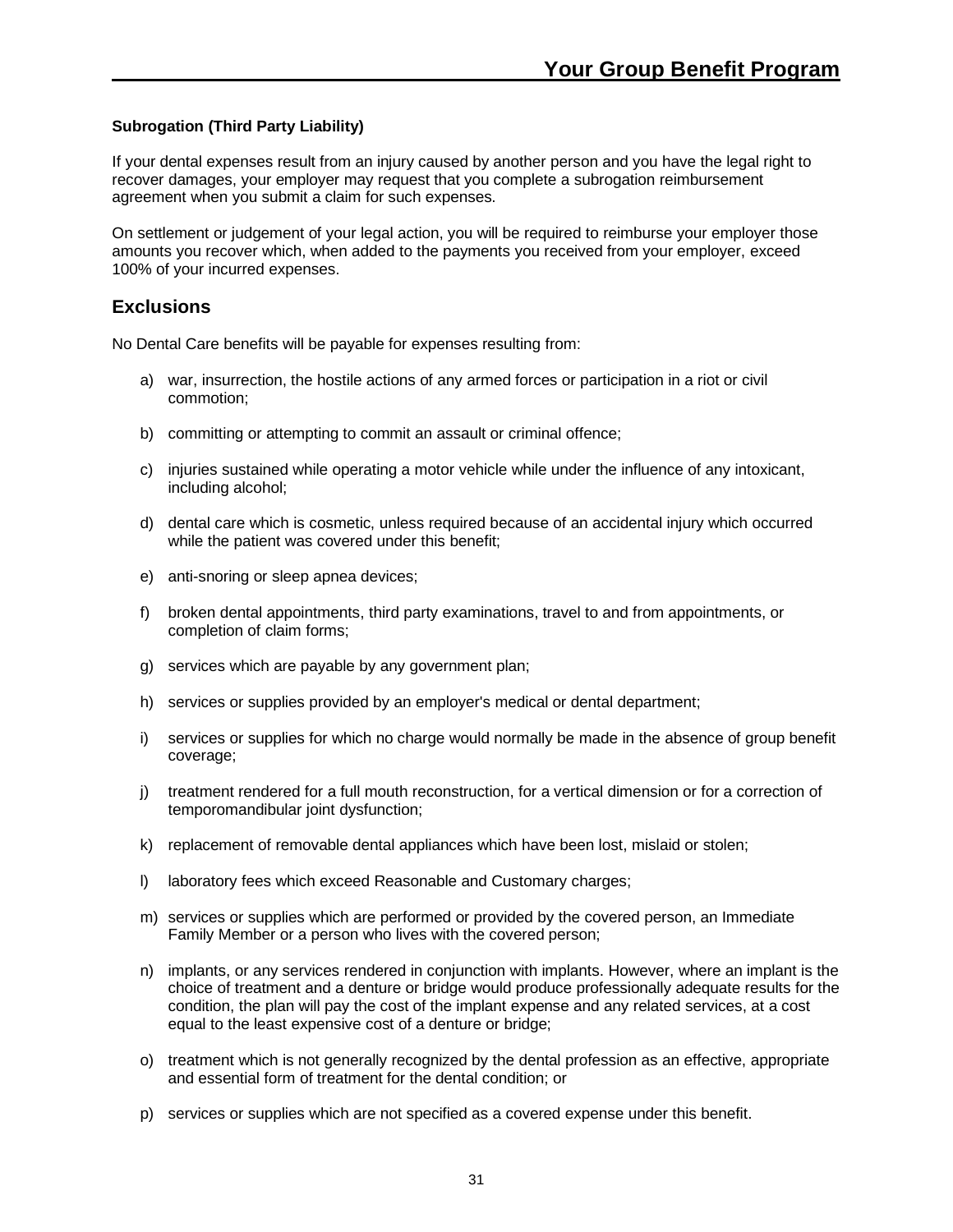**Subrogation (Third Party Liability)**

If your dental expenses result from an injury caused by another person and you have the legal right to recover damages, your employer may request that you complete a subrogation reimbursement agreement when you submit a claim for such expenses.

On settlement or judgement of your legal action, you will be required to reimburse your employer those amounts you recover which, when added to the payments you received from your employer, exceed 100% of your incurred expenses.

## Exclusions

No Dental Care benefits will be payable for expenses resulting from:

a) war, insurrection, the hostile actions of any armed forces or participation in a riot or civil commotion;

b) committing or attempting to commit an assault or criminal offence;

c) injuries sustained while operating a motor vehicle while under the influence of any intoxicant, including alcohol;

d) dental care which is cosmetic, unless required because of an accidental injury which occurred while the patient was covered under this benefit;

e) anti-snoring or sleep apnea devices;

f) broken dental appointments, third party examinations, travel to and from appointments, or completion of claim forms;

g) services which are payable by any government plan;

h) services or supplies provided by an employer's medical or dental department;

i) services or supplies for which no charge would normally be made in the absence of group benefit coverage;

j) treatment rendered for a full mouth reconstruction, for a vertical dimension or for a correction of temporomandibular joint dysfunction;

k) replacement of removable dental appliances which have been lost, mislaid or stolen;

l) laboratory fees which exceed Reasonable and Customary charges;

m) services or supplies which are performed or provided by the covered person, an Immediate Family Member or a person who lives with the covered person;

n) implants, or any services rendered in conjunction with implants. However, where an implant is the choice of treatment and a denture or bridge would produce professionally adequate results for the condition, the plan will pay the cost of the implant expense and any related services, at a cost equal to the least expensive cost of a denture or bridge;

o) treatment which is not generally recognized by the dental profession as an effective, appropriate and essential form of treatment for the dental condition; or

p) services or supplies which are not specified as a covered expense under this benefit.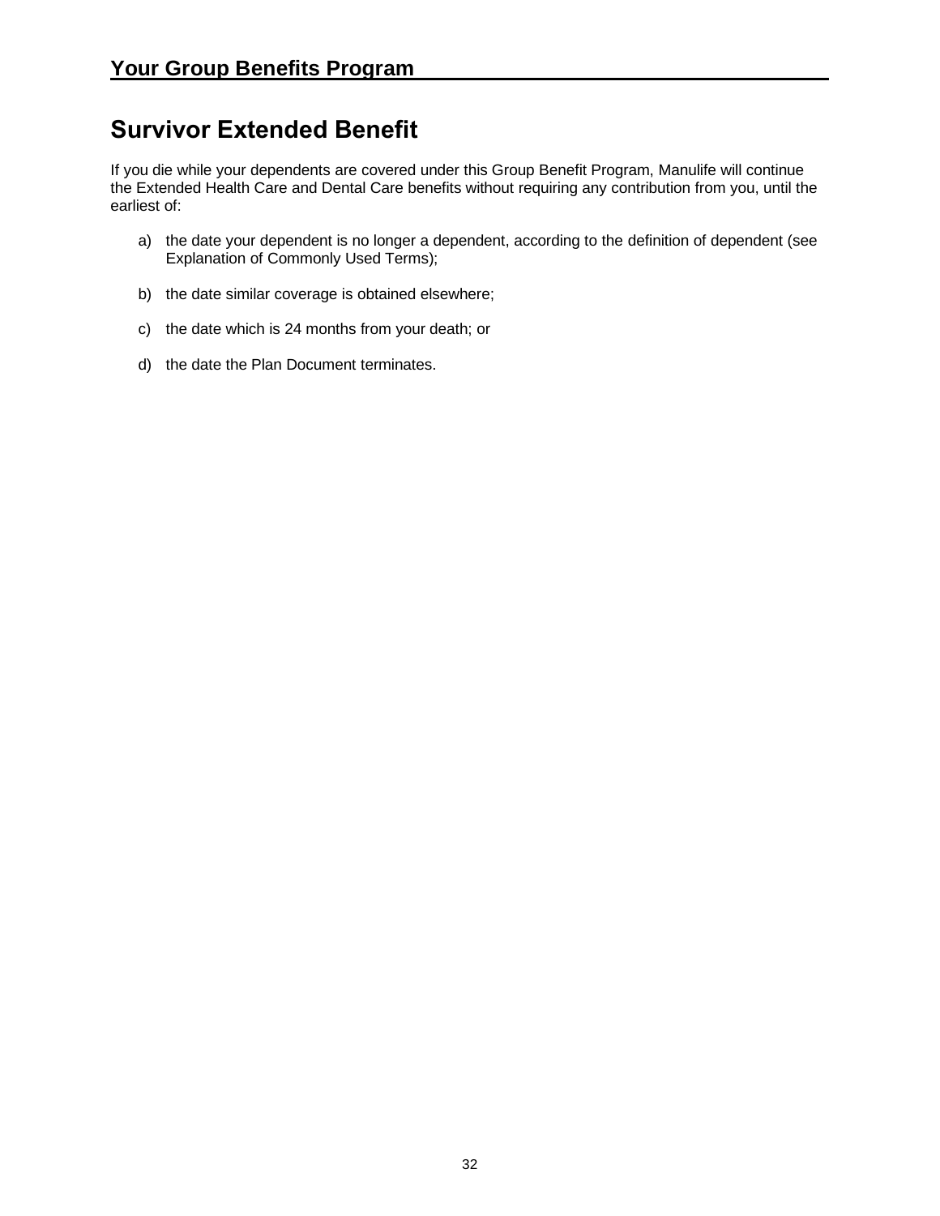# Survivor Extended Benefit

If you die while your dependents are covered under this Group Benefit Program, Manulife will continue the Extended Health Care and Dental Care benefits without requiring any contribution from you, until the earliest of:

a) the date your dependent is no longer a dependent, according to the definition of dependent (see Explanation of Commonly Used Terms);

b) the date similar coverage is obtained elsewhere;

c) the date which is 24 months from your death; or

d) the date the Plan Document terminates.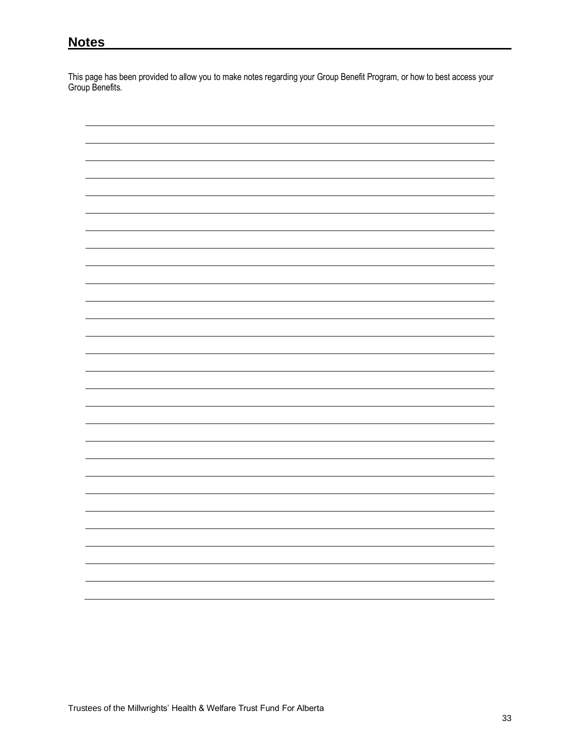# Notes

This page has been provided to allow you to make notes regarding your Group Benefit Program, or how to best access your Group Benefits.